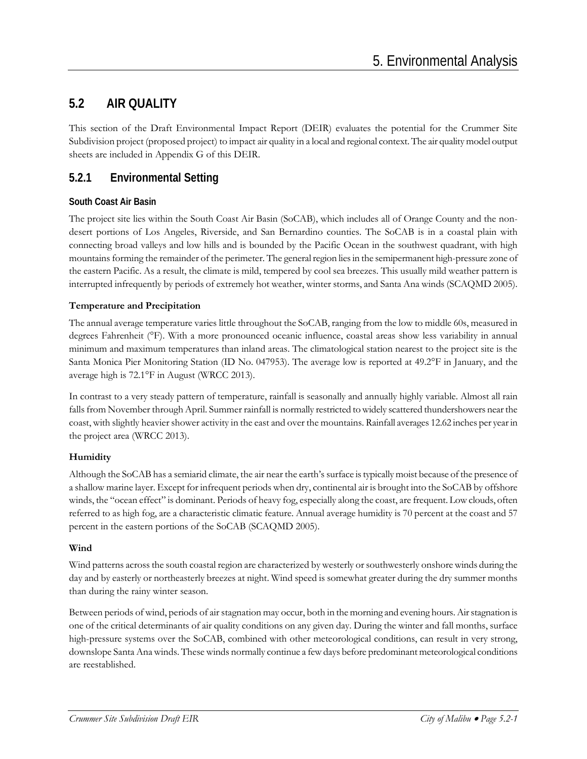## 5.2 AIR QUALITY

This section of the Draft Environmental Impact Report (DEIR) evaluates the potential for the Crummer Site Subdivision project (proposed project) to impact air quality in a local and regional context. The air quality model output sheets are included in Appendix G of this DEIR.

### 5.2.1 Environmental Setting

#### South Coast Air Basin

The project site lies within the South Coast Air Basin (SoCAB), which includes all of Orange County and the non-desert portions of Los Angeles, Riverside, and San Bernardino counties. The SoCAB is in a coastal plain with connecting broad valleys and low hills and is bounded by the Pacific Ocean in the southwest quadrant, with high mountains forming the remainder of the perimeter. The general region lies in the semipermanent high-pressure zone of the eastern Pacific. As a result, the climate is mild, tempered by cool sea breezes. This usually mild weather pattern is interrupted infrequently by periods of extremely hot weather, winter storms, and Santa Ana winds (SCAQMD 2005).

**Temperature and Precipitation**

The annual average temperature varies little throughout the SoCAB, ranging from the low to middle 60s, measured in degrees Fahrenheit (°F). With a more pronounced oceanic influence, coastal areas show less variability in annual minimum and maximum temperatures than inland areas. The climatological station nearest to the project site is the Santa Monica Pier Monitoring Station (ID No. 047953). The average low is reported at 49.2°F in January, and the average high is 72.1°F in August (WRCC 2013).

In contrast to a very steady pattern of temperature, rainfall is seasonally and annually highly variable. Almost all rain falls from November through April. Summer rainfall is normally restricted to widely scattered thundershowers near the coast, with slightly heavier shower activity in the east and over the mountains. Rainfall averages 12.62 inches per year in the project area (WRCC 2013).

**Humidity**

Although the SoCAB has a semiarid climate, the air near the earth's surface is typically moist because of the presence of a shallow marine layer. Except for infrequent periods when dry, continental air is brought into the SoCAB by offshore winds, the "ocean effect" is dominant. Periods of heavy fog, especially along the coast, are frequent. Low clouds, often referred to as high fog, are a characteristic climatic feature. Annual average humidity is 70 percent at the coast and 57 percent in the eastern portions of the SoCAB (SCAQMD 2005).

**Wind**

Wind patterns across the south coastal region are characterized by westerly or southwesterly onshore winds during the day and by easterly or northeasterly breezes at night. Wind speed is somewhat greater during the dry summer months than during the rainy winter season.

Between periods of wind, periods of air stagnation may occur, both in the morning and evening hours. Air stagnation is one of the critical determinants of air quality conditions on any given day. During the winter and fall months, surface high-pressure systems over the SoCAB, combined with other meteorological conditions, can result in very strong, downslope Santa Ana winds. These winds normally continue a few days before predominant meteorological conditions are reestablished.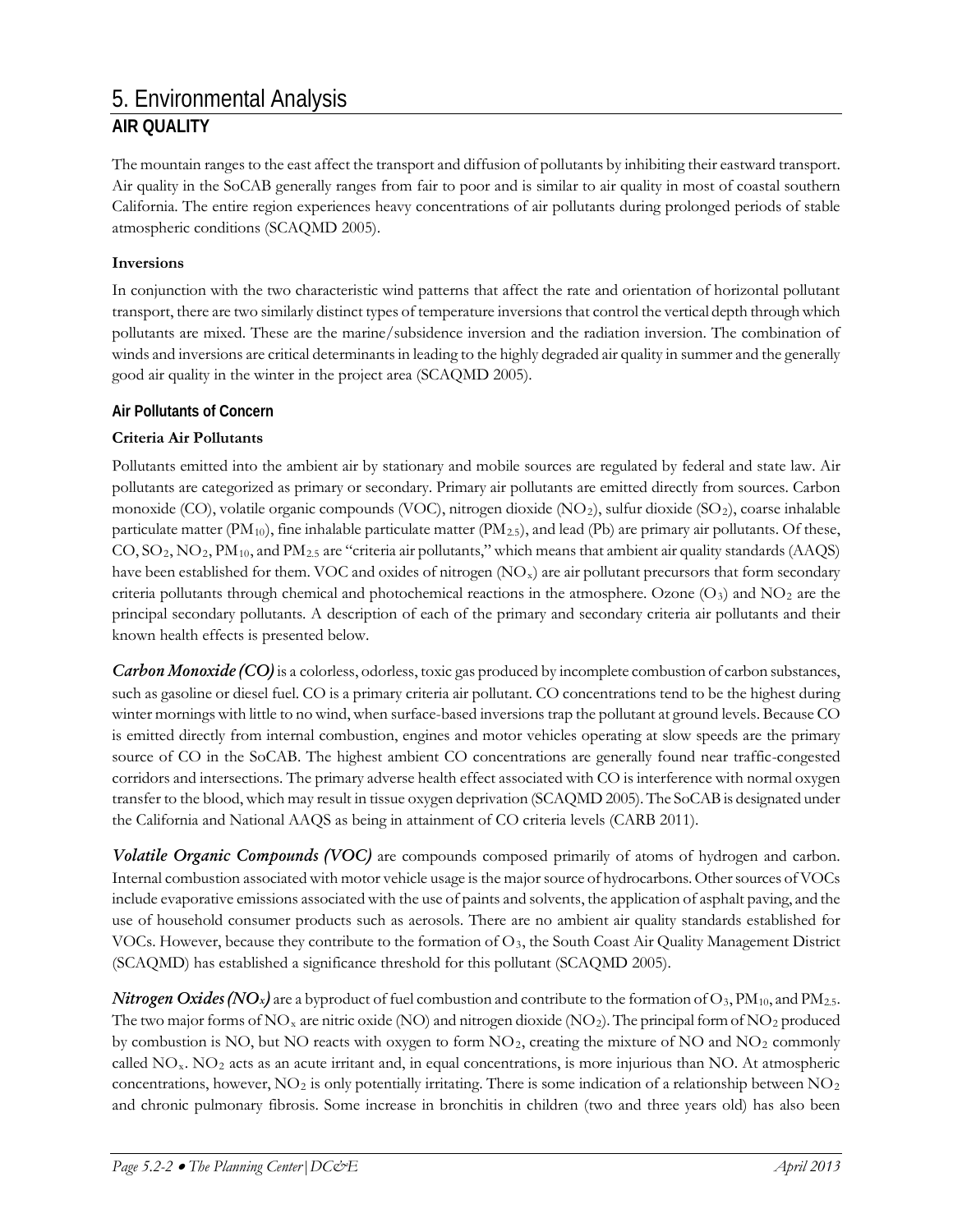# 5. Environmental Analysis

## AIR QUALITY

The mountain ranges to the east affect the transport and diffusion of pollutants by inhibiting their eastward transport. Air quality in the SoCAB generally ranges from fair to poor and is similar to air quality in most of coastal southern California. The entire region experiences heavy concentrations of air pollutants during prolonged periods of stable atmospheric conditions (SCAQMD 2005).

**Inversions**

In conjunction with the two characteristic wind patterns that affect the rate and orientation of horizontal pollutant transport, there are two similarly distinct types of temperature inversions that control the vertical depth through which pollutants are mixed. These are the marine/subsidence inversion and the radiation inversion. The combination of winds and inversions are critical determinants in leading to the highly degraded air quality in summer and the generally good air quality in the winter in the project area (SCAQMD 2005).

### Air Pollutants of Concern

**Criteria Air Pollutants**

Pollutants emitted into the ambient air by stationary and mobile sources are regulated by federal and state law. Air pollutants are categorized as primary or secondary. Primary air pollutants are emitted directly from sources. Carbon monoxide (CO), volatile organic compounds (VOC), nitrogen dioxide ($NO_2$), sulfur dioxide ($SO_2$), coarse inhalable particulate matter ($PM_{10}$), fine inhalable particulate matter ($PM_{2.5}$), and lead (Pb) are primary air pollutants. Of these, CO, $SO_2$, $NO_2$, $PM_{10}$, and $PM_{2.5}$ are "criteria air pollutants," which means that ambient air quality standards (AAQS) have been established for them. VOC and oxides of nitrogen ($NO_x$) are air pollutant precursors that form secondary criteria pollutants through chemical and photochemical reactions in the atmosphere. Ozone ($O_3$) and $NO_2$ are the principal secondary pollutants. A description of each of the primary and secondary criteria air pollutants and their known health effects is presented below.

***Carbon Monoxide (CO)*** is a colorless, odorless, toxic gas produced by incomplete combustion of carbon substances, such as gasoline or diesel fuel. CO is a primary criteria air pollutant. CO concentrations tend to be the highest during winter mornings with little to no wind, when surface-based inversions trap the pollutant at ground levels. Because CO is emitted directly from internal combustion, engines and motor vehicles operating at slow speeds are the primary source of CO in the SoCAB. The highest ambient CO concentrations are generally found near traffic-congested corridors and intersections. The primary adverse health effect associated with CO is interference with normal oxygen transfer to the blood, which may result in tissue oxygen deprivation (SCAQMD 2005). The SoCAB is designated under the California and National AAQS as being in attainment of CO criteria levels (CARB 2011).

***Volatile Organic Compounds (VOC)*** are compounds composed primarily of atoms of hydrogen and carbon. Internal combustion associated with motor vehicle usage is the major source of hydrocarbons. Other sources of VOCs include evaporative emissions associated with the use of paints and solvents, the application of asphalt paving, and the use of household consumer products such as aerosols. There are no ambient air quality standards established for VOCs. However, because they contribute to the formation of $O_3$, the South Coast Air Quality Management District (SCAQMD) has established a significance threshold for this pollutant (SCAQMD 2005).

***Nitrogen Oxides ($NO_x$)*** are a byproduct of fuel combustion and contribute to the formation of $O_3$, $PM_{10}$, and $PM_{2.5}$. The two major forms of $NO_x$ are nitric oxide (NO) and nitrogen dioxide ($NO_2$). The principal form of $NO_2$ produced by combustion is NO, but NO reacts with oxygen to form $NO_2$, creating the mixture of NO and $NO_2$ commonly called $NO_x$. $NO_2$ acts as an acute irritant and, in equal concentrations, is more injurious than NO. At atmospheric concentrations, however, $NO_2$ is only potentially irritating. There is some indication of a relationship between $NO_2$ and chronic pulmonary fibrosis. Some increase in bronchitis in children (two and three years old) has also been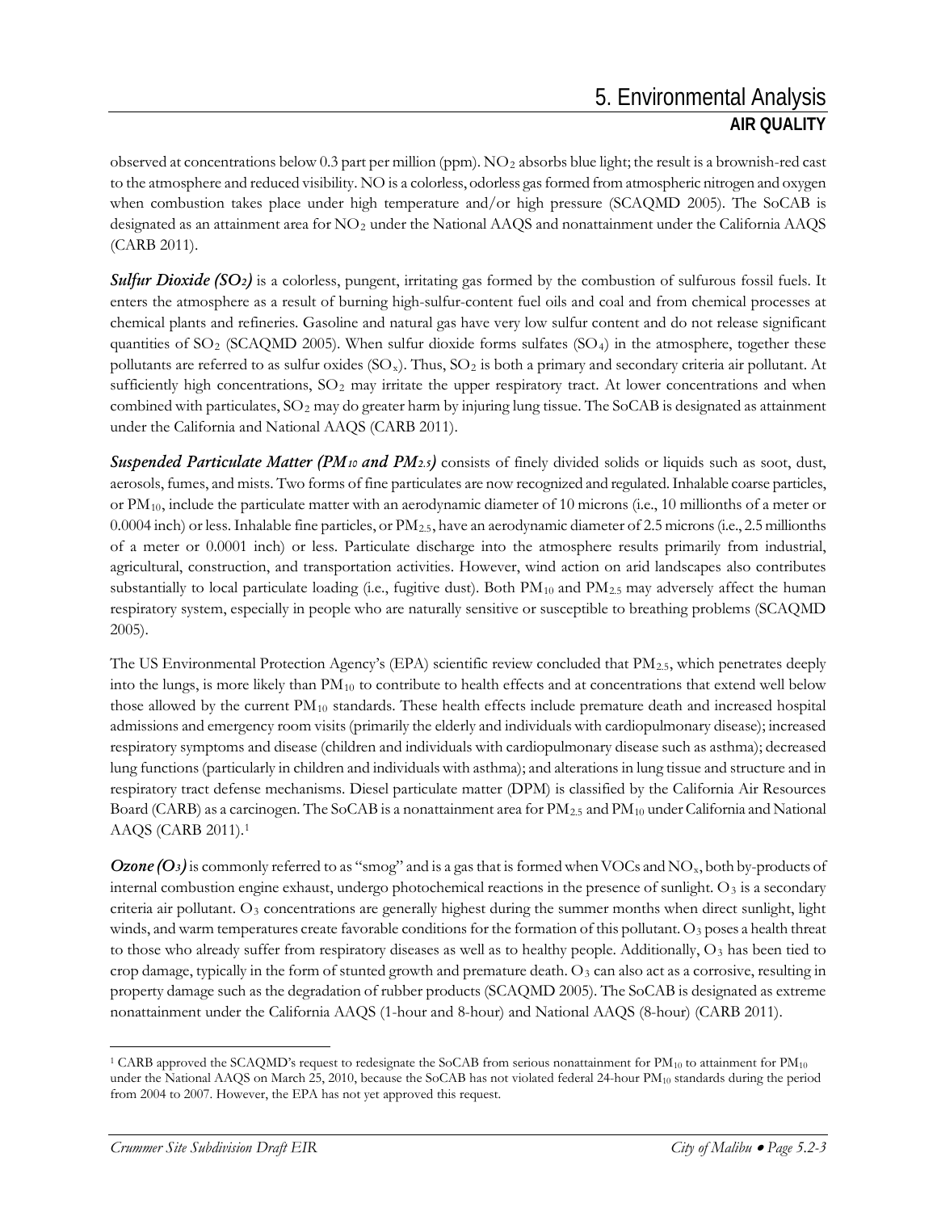observed at concentrations below 0.3 part per million (ppm). $NO_2$ absorbs blue light; the result is a brownish-red cast to the atmosphere and reduced visibility. NO is a colorless, odorless gas formed from atmospheric nitrogen and oxygen when combustion takes place under high temperature and/or high pressure (SCAQMD 2005). The SoCAB is designated as an attainment area for $NO_2$ under the National AAQS and nonattainment under the California AAQS (CARB 2011).

***Sulfur Dioxide ($SO_2$)*** is a colorless, pungent, irritating gas formed by the combustion of sulfurous fossil fuels. It enters the atmosphere as a result of burning high-sulfur-content fuel oils and coal and from chemical processes at chemical plants and refineries. Gasoline and natural gas have very low sulfur content and do not release significant quantities of $SO_2$ (SCAQMD 2005). When sulfur dioxide forms sulfates ($SO_4$) in the atmosphere, together these pollutants are referred to as sulfur oxides ($SO_x$). Thus, $SO_2$ is both a primary and secondary criteria air pollutant. At sufficiently high concentrations, $SO_2$ may irritate the upper respiratory tract. At lower concentrations and when combined with particulates, $SO_2$ may do greater harm by injuring lung tissue. The SoCAB is designated as attainment under the California and National AAQS (CARB 2011).

***Suspended Particulate Matter ($PM_{10}$ and $PM_{2.5}$)*** consists of finely divided solids or liquids such as soot, dust, aerosols, fumes, and mists. Two forms of fine particulates are now recognized and regulated. Inhalable coarse particles, or $PM_{10}$, include the particulate matter with an aerodynamic diameter of 10 microns (i.e., 10 millionths of a meter or 0.0004 inch) or less. Inhalable fine particles, or $PM_{2.5}$, have an aerodynamic diameter of 2.5 microns (i.e., 2.5 millionths of a meter or 0.0001 inch) or less. Particulate discharge into the atmosphere results primarily from industrial, agricultural, construction, and transportation activities. However, wind action on arid landscapes also contributes substantially to local particulate loading (i.e., fugitive dust). Both $PM_{10}$ and $PM_{2.5}$ may adversely affect the human respiratory system, especially in people who are naturally sensitive or susceptible to breathing problems (SCAQMD 2005).

The US Environmental Protection Agency's (EPA) scientific review concluded that $PM_{2.5}$, which penetrates deeply into the lungs, is more likely than $PM_{10}$ to contribute to health effects and at concentrations that extend well below those allowed by the current $PM_{10}$ standards. These health effects include premature death and increased hospital admissions and emergency room visits (primarily the elderly and individuals with cardiopulmonary disease); increased respiratory symptoms and disease (children and individuals with cardiopulmonary disease such as asthma); decreased lung functions (particularly in children and individuals with asthma); and alterations in lung tissue and structure and in respiratory tract defense mechanisms. Diesel particulate matter (DPM) is classified by the California Air Resources Board (CARB) as a carcinogen. The SoCAB is a nonattainment area for $PM_{2.5}$ and $PM_{10}$ under California and National AAQS (CARB 2011).[1]

***Ozone ($O_3$)*** is commonly referred to as "smog" and is a gas that is formed when VOCs and $NO_x$, both by-products of internal combustion engine exhaust, undergo photochemical reactions in the presence of sunlight. $O_3$ is a secondary criteria air pollutant. $O_3$ concentrations are generally highest during the summer months when direct sunlight, light winds, and warm temperatures create favorable conditions for the formation of this pollutant. $O_3$ poses a health threat to those who already suffer from respiratory diseases as well as to healthy people. Additionally, $O_3$ has been tied to crop damage, typically in the form of stunted growth and premature death. $O_3$ can also act as a corrosive, resulting in property damage such as the degradation of rubber products (SCAQMD 2005). The SoCAB is designated as extreme nonattainment under the California AAQS (1-hour and 8-hour) and National AAQS (8-hour) (CARB 2011).

---

[1] CARB approved the SCAQMD's request to redesignate the SoCAB from serious nonattainment for $PM_{10}$ to attainment for $PM_{10}$ under the National AAQS on March 25, 2010, because the SoCAB has not violated federal 24-hour $PM_{10}$ standards during the period from 2004 to 2007. However, the EPA has not yet approved this request.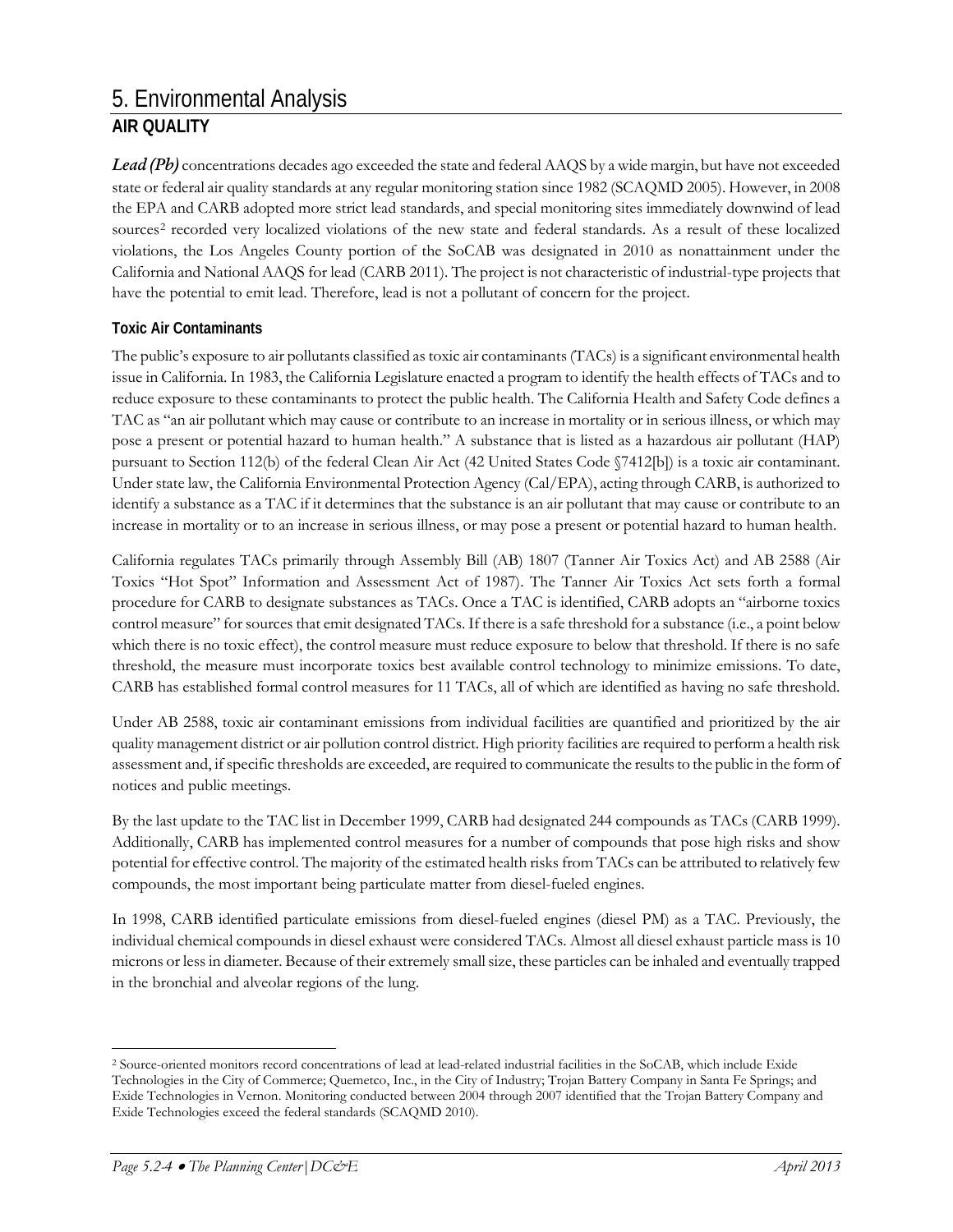# 5. Environmental Analysis

## AIR QUALITY

***Lead (Pb)*** concentrations decades ago exceeded the state and federal AAQS by a wide margin, but have not exceeded state or federal air quality standards at any regular monitoring station since 1982 (SCAQMD 2005). However, in 2008 the EPA and CARB adopted more strict lead standards, and special monitoring sites immediately downwind of lead sources[2] recorded very localized violations of the new state and federal standards. As a result of these localized violations, the Los Angeles County portion of the SoCAB was designated in 2010 as nonattainment under the California and National AAQS for lead (CARB 2011). The project is not characteristic of industrial-type projects that have the potential to emit lead. Therefore, lead is not a pollutant of concern for the project.

### Toxic Air Contaminants

The public's exposure to air pollutants classified as toxic air contaminants (TACs) is a significant environmental health issue in California. In 1983, the California Legislature enacted a program to identify the health effects of TACs and to reduce exposure to these contaminants to protect the public health. The California Health and Safety Code defines a TAC as "an air pollutant which may cause or contribute to an increase in mortality or in serious illness, or which may pose a present or potential hazard to human health." A substance that is listed as a hazardous air pollutant (HAP) pursuant to Section 112(b) of the federal Clean Air Act (42 United States Code §7412[b]) is a toxic air contaminant. Under state law, the California Environmental Protection Agency (Cal/EPA), acting through CARB, is authorized to identify a substance as a TAC if it determines that the substance is an air pollutant that may cause or contribute to an increase in mortality or to an increase in serious illness, or may pose a present or potential hazard to human health.

California regulates TACs primarily through Assembly Bill (AB) 1807 (Tanner Air Toxics Act) and AB 2588 (Air Toxics "Hot Spot" Information and Assessment Act of 1987). The Tanner Air Toxics Act sets forth a formal procedure for CARB to designate substances as TACs. Once a TAC is identified, CARB adopts an "airborne toxics control measure" for sources that emit designated TACs. If there is a safe threshold for a substance (i.e., a point below which there is no toxic effect), the control measure must reduce exposure to below that threshold. If there is no safe threshold, the measure must incorporate toxics best available control technology to minimize emissions. To date, CARB has established formal control measures for 11 TACs, all of which are identified as having no safe threshold.

Under AB 2588, toxic air contaminant emissions from individual facilities are quantified and prioritized by the air quality management district or air pollution control district. High priority facilities are required to perform a health risk assessment and, if specific thresholds are exceeded, are required to communicate the results to the public in the form of notices and public meetings.

By the last update to the TAC list in December 1999, CARB had designated 244 compounds as TACs (CARB 1999). Additionally, CARB has implemented control measures for a number of compounds that pose high risks and show potential for effective control. The majority of the estimated health risks from TACs can be attributed to relatively few compounds, the most important being particulate matter from diesel-fueled engines.

In 1998, CARB identified particulate emissions from diesel-fueled engines (diesel PM) as a TAC. Previously, the individual chemical compounds in diesel exhaust were considered TACs. Almost all diesel exhaust particle mass is 10 microns or less in diameter. Because of their extremely small size, these particles can be inhaled and eventually trapped in the bronchial and alveolar regions of the lung.

---

[2] Source-oriented monitors record concentrations of lead at lead-related industrial facilities in the SoCAB, which include Exide Technologies in the City of Commerce; Quemetco, Inc., in the City of Industry; Trojan Battery Company in Santa Fe Springs; and Exide Technologies in Vernon. Monitoring conducted between 2004 through 2007 identified that the Trojan Battery Company and Exide Technologies exceed the federal standards (SCAQMD 2010).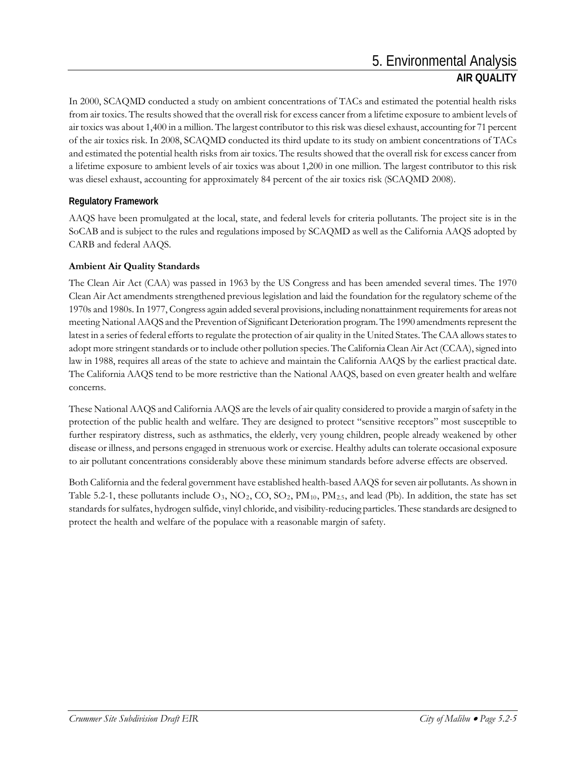In 2000, SCAQMD conducted a study on ambient concentrations of TACs and estimated the potential health risks from air toxics. The results showed that the overall risk for excess cancer from a lifetime exposure to ambient levels of air toxics was about 1,400 in a million. The largest contributor to this risk was diesel exhaust, accounting for 71 percent of the air toxics risk. In 2008, SCAQMD conducted its third update to its study on ambient concentrations of TACs and estimated the potential health risks from air toxics. The results showed that the overall risk for excess cancer from a lifetime exposure to ambient levels of air toxics was about 1,200 in one million. The largest contributor to this risk was diesel exhaust, accounting for approximately 84 percent of the air toxics risk (SCAQMD 2008).

### Regulatory Framework

AAQS have been promulgated at the local, state, and federal levels for criteria pollutants. The project site is in the SoCAB and is subject to the rules and regulations imposed by SCAQMD as well as the California AAQS adopted by CARB and federal AAQS.

#### Ambient Air Quality Standards

The Clean Air Act (CAA) was passed in 1963 by the US Congress and has been amended several times. The 1970 Clean Air Act amendments strengthened previous legislation and laid the foundation for the regulatory scheme of the 1970s and 1980s. In 1977, Congress again added several provisions, including nonattainment requirements for areas not meeting National AAQS and the Prevention of Significant Deterioration program. The 1990 amendments represent the latest in a series of federal efforts to regulate the protection of air quality in the United States. The CAA allows states to adopt more stringent standards or to include other pollution species. The California Clean Air Act (CCAA), signed into law in 1988, requires all areas of the state to achieve and maintain the California AAQS by the earliest practical date. The California AAQS tend to be more restrictive than the National AAQS, based on even greater health and welfare concerns.

These National AAQS and California AAQS are the levels of air quality considered to provide a margin of safety in the protection of the public health and welfare. They are designed to protect "sensitive receptors" most susceptible to further respiratory distress, such as asthmatics, the elderly, very young children, people already weakened by other disease or illness, and persons engaged in strenuous work or exercise. Healthy adults can tolerate occasional exposure to air pollutant concentrations considerably above these minimum standards before adverse effects are observed.

Both California and the federal government have established health-based AAQS for seven air pollutants. As shown in Table 5.2-1, these pollutants include $O_3$, $NO_2$, CO, $SO_2$, $PM_{10}$, $PM_{2.5}$, and lead (Pb). In addition, the state has set standards for sulfates, hydrogen sulfide, vinyl chloride, and visibility-reducing particles. These standards are designed to protect the health and welfare of the populace with a reasonable margin of safety.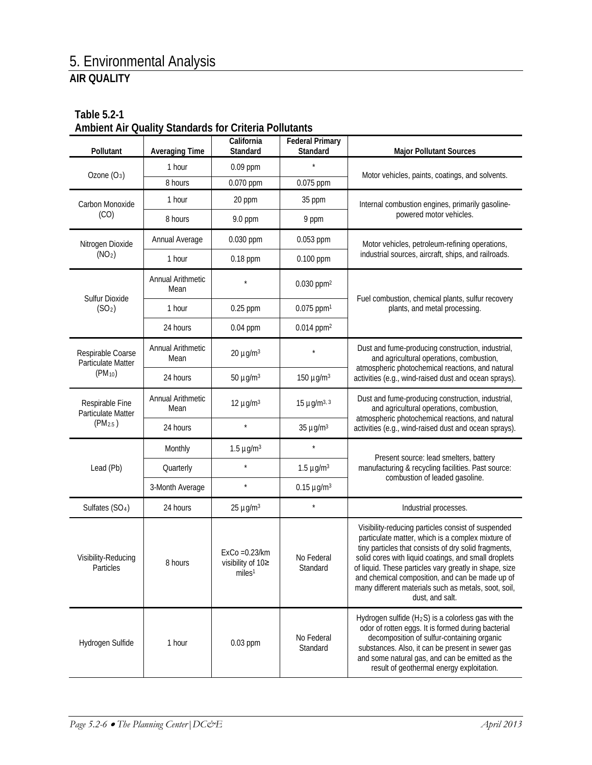# 5. Environmental Analysis

## AIR QUALITY

**Table 5.2-1**
**Ambient Air Quality Standards for Criteria Pollutants**

| Pollutant | Averaging Time | California Standard | Federal Primary Standard | Major Pollutant Sources |
|---|---|---|---|---|
| Ozone ($O_3$) | 1 hour | 0.09 ppm | * | Motor vehicles, paints, coatings, and solvents. |
| | 8 hours | 0.070 ppm | 0.075 ppm | |
| Carbon Monoxide (CO) | 1 hour | 20 ppm | 35 ppm | Internal combustion engines, primarily gasoline-powered motor vehicles. |
| | 8 hours | 9.0 ppm | 9 ppm | |
| Nitrogen Dioxide ($NO_2$) | Annual Average | 0.030 ppm | 0.053 ppm | Motor vehicles, petroleum-refining operations, industrial sources, aircraft, ships, and railroads. |
| | 1 hour | 0.18 ppm | 0.100 ppm | |
| Sulfur Dioxide ($SO_2$) | Annual Arithmetic Mean | * | 0.030 ppm[2] | Fuel combustion, chemical plants, sulfur recovery plants, and metal processing. |
| | 1 hour | 0.25 ppm | 0.075 ppm[1] | |
| | 24 hours | 0.04 ppm | 0.014 ppm[2] | |
| Respirable Coarse Particulate Matter ($PM_{10}$) | Annual Arithmetic Mean | 20 µg/m³ | * | Dust and fume-producing construction, industrial, and agricultural operations, combustion, atmospheric photochemical reactions, and natural activities (e.g., wind-raised dust and ocean sprays). |
| | 24 hours | 50 µg/m³ | 150 µg/m³ | |
| Respirable Fine Particulate Matter ($PM_{2.5}$) | Annual Arithmetic Mean | 12 µg/m³ | 15 µg/m³[3, 3] | Dust and fume-producing construction, industrial, and agricultural operations, combustion, atmospheric photochemical reactions, and natural activities (e.g., wind-raised dust and ocean sprays). |
| | 24 hours | * | 35 µg/m³ | |
| Lead (Pb) | Monthly | 1.5 µg/m³ | * | Present source: lead smelters, battery manufacturing & recycling facilities. Past source: combustion of leaded gasoline. |
| | Quarterly | * | 1.5 µg/m³ | |
| | 3-Month Average | * | 0.15 µg/m³ | |
| Sulfates ($SO_4$) | 24 hours | 25 µg/m³ | * | Industrial processes. |
| Visibility-Reducing Particles | 8 hours | ExCo =0.23/km visibility of 10≥ miles[1] | No Federal Standard | Visibility-reducing particles consist of suspended particulate matter, which is a complex mixture of tiny particles that consists of dry solid fragments, solid cores with liquid coatings, and small droplets of liquid. These particles vary greatly in shape, size and chemical composition, and can be made up of many different materials such as metals, soot, soil, dust, and salt. |
| Hydrogen Sulfide | 1 hour | 0.03 ppm | No Federal Standard | Hydrogen sulfide ($H_2S$) is a colorless gas with the odor of rotten eggs. It is formed during bacterial decomposition of sulfur-containing organic substances. Also, it can be present in sewer gas and some natural gas, and can be emitted as the result of geothermal energy exploitation. |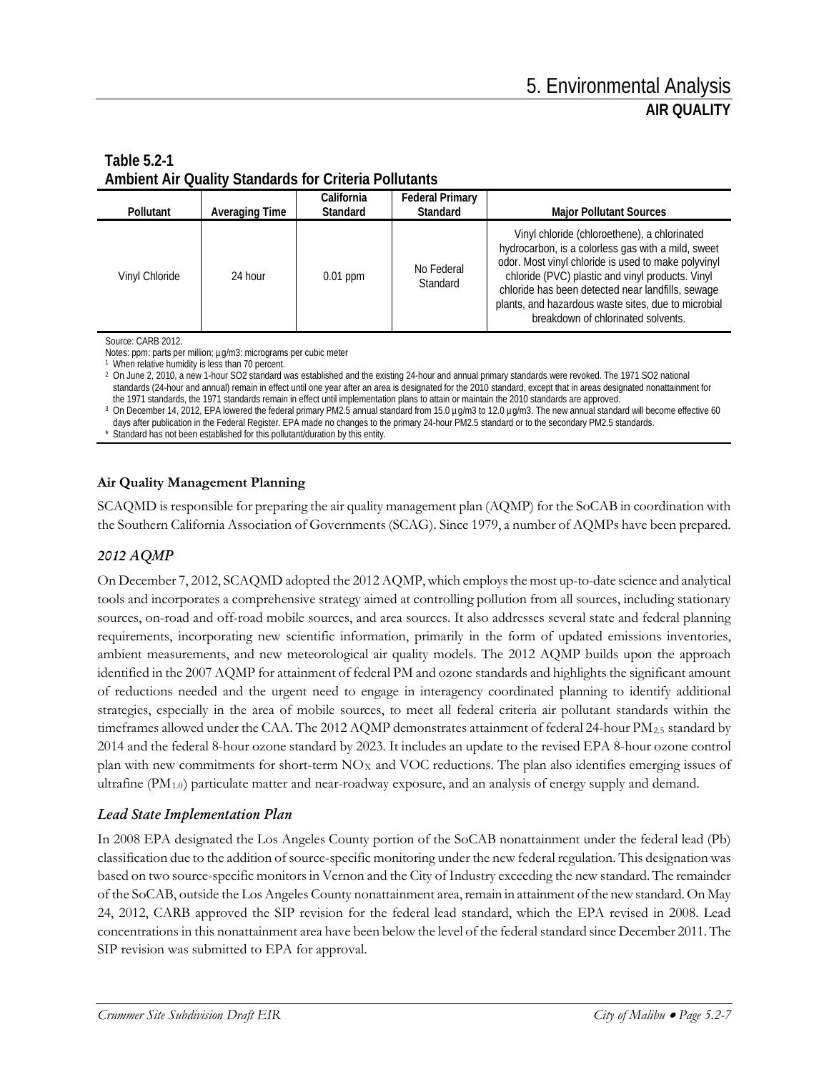**Table 5.2-1**
**Ambient Air Quality Standards for Criteria Pollutants**

| Pollutant | Averaging Time | California Standard | Federal Primary Standard | Major Pollutant Sources |
|---|---|---|---|---|
| Vinyl Chloride | 24 hour | 0.01 ppm | No Federal Standard | Vinyl chloride (chloroethene), a chlorinated hydrocarbon, is a colorless gas with a mild, sweet odor. Most vinyl chloride is used to make polyvinyl chloride (PVC) plastic and vinyl products. Vinyl chloride has been detected near landfills, sewage plants, and hazardous waste sites, due to microbial breakdown of chlorinated solvents. |

Source: CARB 2012.
Notes: ppm: parts per million; µg/m3: micrograms per cubic meter
[1] When relative humidity is less than 70 percent.
[2] On June 2, 2010, a new 1-hour SO2 standard was established and the existing 24-hour and annual primary standards were revoked. The 1971 SO2 national standards (24-hour and annual) remain in effect until one year after an area is designated for the 2010 standard, except that in areas designated nonattainment for the 1971 standards, the 1971 standards remain in effect until implementation plans to attain or maintain the 2010 standards are approved.
[3] On December 14, 2012, EPA lowered the federal primary PM2.5 annual standard from 15.0 µg/m3 to 12.0 µg/m3. The new annual standard will become effective 60 days after publication in the Federal Register. EPA made no changes to the primary 24-hour PM2.5 standard or to the secondary PM2.5 standards.
\* Standard has not been established for this pollutant/duration by this entity.

**Air Quality Management Planning**

SCAQMD is responsible for preparing the air quality management plan (AQMP) for the SoCAB in coordination with the Southern California Association of Governments (SCAG). Since 1979, a number of AQMPs have been prepared.

### *2012 AQMP*

On December 7, 2012, SCAQMD adopted the 2012 AQMP, which employs the most up-to-date science and analytical tools and incorporates a comprehensive strategy aimed at controlling pollution from all sources, including stationary sources, on-road and off-road mobile sources, and area sources. It also addresses several state and federal planning requirements, incorporating new scientific information, primarily in the form of updated emissions inventories, ambient measurements, and new meteorological air quality models. The 2012 AQMP builds upon the approach identified in the 2007 AQMP for attainment of federal PM and ozone standards and highlights the significant amount of reductions needed and the urgent need to engage in interagency coordinated planning to identify additional strategies, especially in the area of mobile sources, to meet all federal criteria air pollutant standards within the timeframes allowed under the CAA. The 2012 AQMP demonstrates attainment of federal 24-hour $PM_{2.5}$ standard by 2014 and the federal 8-hour ozone standard by 2023. It includes an update to the revised EPA 8-hour ozone control plan with new commitments for short-term $NO_X$ and VOC reductions. The plan also identifies emerging issues of ultrafine ($PM_{1.0}$) particulate matter and near-roadway exposure, and an analysis of energy supply and demand.

### *Lead State Implementation Plan*

In 2008 EPA designated the Los Angeles County portion of the SoCAB nonattainment under the federal lead (Pb) classification due to the addition of source-specific monitoring under the new federal regulation. This designation was based on two source-specific monitors in Vernon and the City of Industry exceeding the new standard. The remainder of the SoCAB, outside the Los Angeles County nonattainment area, remain in attainment of the new standard. On May 24, 2012, CARB approved the SIP revision for the federal lead standard, which the EPA revised in 2008. Lead concentrations in this nonattainment area have been below the level of the federal standard since December 2011. The SIP revision was submitted to EPA for approval.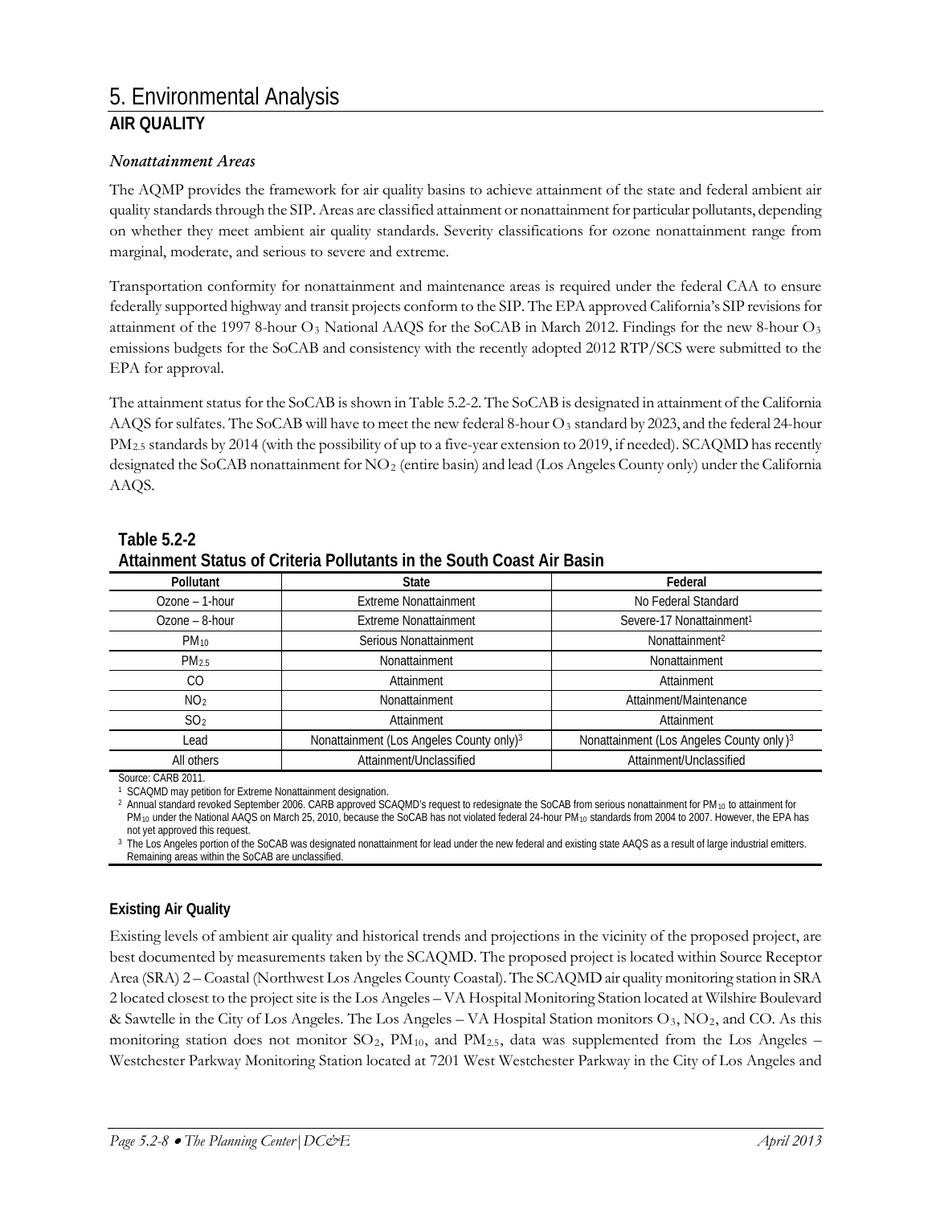# 5. Environmental Analysis

## AIR QUALITY

### *Nonattainment Areas*

The AQMP provides the framework for air quality basins to achieve attainment of the state and federal ambient air quality standards through the SIP. Areas are classified attainment or nonattainment for particular pollutants, depending on whether they meet ambient air quality standards. Severity classifications for ozone nonattainment range from marginal, moderate, and serious to severe and extreme.

Transportation conformity for nonattainment and maintenance areas is required under the federal CAA to ensure federally supported highway and transit projects conform to the SIP. The EPA approved California's SIP revisions for attainment of the 1997 8-hour $O_3$ National AAQS for the SoCAB in March 2012. Findings for the new 8-hour $O_3$ emissions budgets for the SoCAB and consistency with the recently adopted 2012 RTP/SCS were submitted to the EPA for approval.

The attainment status for the SoCAB is shown in Table 5.2-2. The SoCAB is designated in attainment of the California AAQS for sulfates. The SoCAB will have to meet the new federal 8-hour $O_3$ standard by 2023, and the federal 24-hour $PM_{2.5}$ standards by 2014 (with the possibility of up to a five-year extension to 2019, if needed). SCAQMD has recently designated the SoCAB nonattainment for $NO_2$ (entire basin) and lead (Los Angeles County only) under the California AAQS.

**Table 5.2-2**
**Attainment Status of Criteria Pollutants in the South Coast Air Basin**

| Pollutant | State | Federal |
|---|---|---|
| Ozone – 1-hour | Extreme Nonattainment | No Federal Standard |
| Ozone – 8-hour | Extreme Nonattainment | Severe-17 Nonattainment[1] |
| $PM_{10}$ | Serious Nonattainment | Nonattainment[2] |
| $PM_{2.5}$ | Nonattainment | Nonattainment |
| CO | Attainment | Attainment |
| $NO_2$ | Nonattainment | Attainment/Maintenance |
| $SO_2$ | Attainment | Attainment |
| Lead | Nonattainment (Los Angeles County only)[3] | Nonattainment (Los Angeles County only )[3] |
| All others | Attainment/Unclassified | Attainment/Unclassified |

Source: CARB 2011.

[1] SCAQMD may petition for Extreme Nonattainment designation.

[2] Annual standard revoked September 2006. CARB approved SCAQMD's request to redesignate the SoCAB from serious nonattainment for $PM_{10}$ to attainment for $PM_{10}$ under the National AAQS on March 25, 2010, because the SoCAB has not violated federal 24-hour $PM_{10}$ standards from 2004 to 2007. However, the EPA has not yet approved this request.

[3] The Los Angeles portion of the SoCAB was designated nonattainment for lead under the new federal and existing state AAQS as a result of large industrial emitters. Remaining areas within the SoCAB are unclassified.

### Existing Air Quality

Existing levels of ambient air quality and historical trends and projections in the vicinity of the proposed project, are best documented by measurements taken by the SCAQMD. The proposed project is located within Source Receptor Area (SRA) 2 – Coastal (Northwest Los Angeles County Coastal). The SCAQMD air quality monitoring station in SRA 2 located closest to the project site is the Los Angeles – VA Hospital Monitoring Station located at Wilshire Boulevard & Sawtelle in the City of Los Angeles. The Los Angeles – VA Hospital Station monitors $O_3$, $NO_2$, and CO. As this monitoring station does not monitor $SO_2$, $PM_{10}$, and $PM_{2.5}$, data was supplemented from the Los Angeles – Westchester Parkway Monitoring Station located at 7201 West Westchester Parkway in the City of Los Angeles and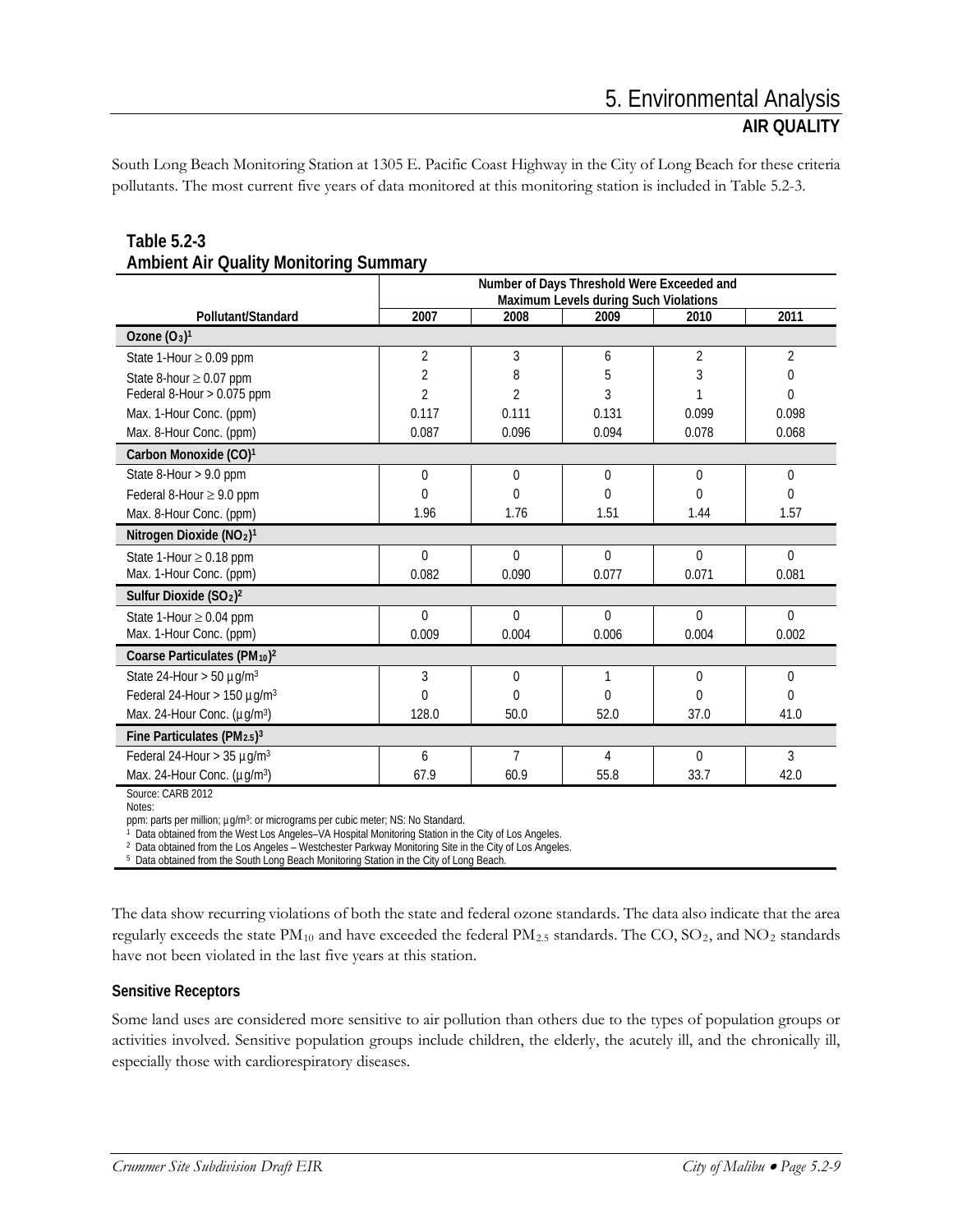South Long Beach Monitoring Station at 1305 E. Pacific Coast Highway in the City of Long Beach for these criteria pollutants. The most current five years of data monitored at this monitoring station is included in Table 5.2-3.

**Table 5.2-3**
**Ambient Air Quality Monitoring Summary**

| Pollutant/Standard | Number of Days Threshold Were Exceeded and Maximum Levels during Such Violations | | | | |
|---|---|---|---|---|---|
| | 2007 | 2008 | 2009 | 2010 | 2011 |
| **Ozone ($O_3$)[1]** | | | | | |
| State 1-Hour ≥ 0.09 ppm | 2 | 3 | 6 | 2 | 2 |
| State 8-hour ≥ 0.07 ppm | 2 | 8 | 5 | 3 | 0 |
| Federal 8-Hour > 0.075 ppm | 2 | 2 | 3 | 1 | 0 |
| Max. 1-Hour Conc. (ppm) | 0.117 | 0.111 | 0.131 | 0.099 | 0.098 |
| Max. 8-Hour Conc. (ppm) | 0.087 | 0.096 | 0.094 | 0.078 | 0.068 |
| **Carbon Monoxide (CO)[1]** | | | | | |
| State 8-Hour > 9.0 ppm | 0 | 0 | 0 | 0 | 0 |
| Federal 8-Hour ≥ 9.0 ppm | 0 | 0 | 0 | 0 | 0 |
| Max. 8-Hour Conc. (ppm) | 1.96 | 1.76 | 1.51 | 1.44 | 1.57 |
| **Nitrogen Dioxide ($NO_2$)[1]** | | | | | |
| State 1-Hour ≥ 0.18 ppm | 0 | 0 | 0 | 0 | 0 |
| Max. 1-Hour Conc. (ppm) | 0.082 | 0.090 | 0.077 | 0.071 | 0.081 |
| **Sulfur Dioxide ($SO_2$)[2]** | | | | | |
| State 1-Hour ≥ 0.04 ppm | 0 | 0 | 0 | 0 | 0 |
| Max. 1-Hour Conc. (ppm) | 0.009 | 0.004 | 0.006 | 0.004 | 0.002 |
| **Coarse Particulates ($PM_{10}$)[2]** | | | | | |
| State 24-Hour > 50 µg/m³ | 3 | 0 | 1 | 0 | 0 |
| Federal 24-Hour > 150 µg/m³ | 0 | 0 | 0 | 0 | 0 |
| Max. 24-Hour Conc. (µg/m³) | 128.0 | 50.0 | 52.0 | 37.0 | 41.0 |
| **Fine Particulates ($PM_{2.5}$)[3]** | | | | | |
| Federal 24-Hour > 35 µg/m³ | 6 | 7 | 4 | 0 | 3 |
| Max. 24-Hour Conc. (µg/m³) | 67.9 | 60.9 | 55.8 | 33.7 | 42.0 |

Source: CARB 2012
Notes:
ppm: parts per million; µg/m³: or micrograms per cubic meter; NS: No Standard.
[1] Data obtained from the West Los Angeles–VA Hospital Monitoring Station in the City of Los Angeles.
[2] Data obtained from the Los Angeles – Westchester Parkway Monitoring Site in the City of Los Angeles.
[5] Data obtained from the South Long Beach Monitoring Station in the City of Long Beach.

The data show recurring violations of both the state and federal ozone standards. The data also indicate that the area regularly exceeds the state $PM_{10}$ and have exceeded the federal $PM_{2.5}$ standards. The CO, $SO_2$, and $NO_2$ standards have not been violated in the last five years at this station.

### Sensitive Receptors

Some land uses are considered more sensitive to air pollution than others due to the types of population groups or activities involved. Sensitive population groups include children, the elderly, the acutely ill, and the chronically ill, especially those with cardiorespiratory diseases.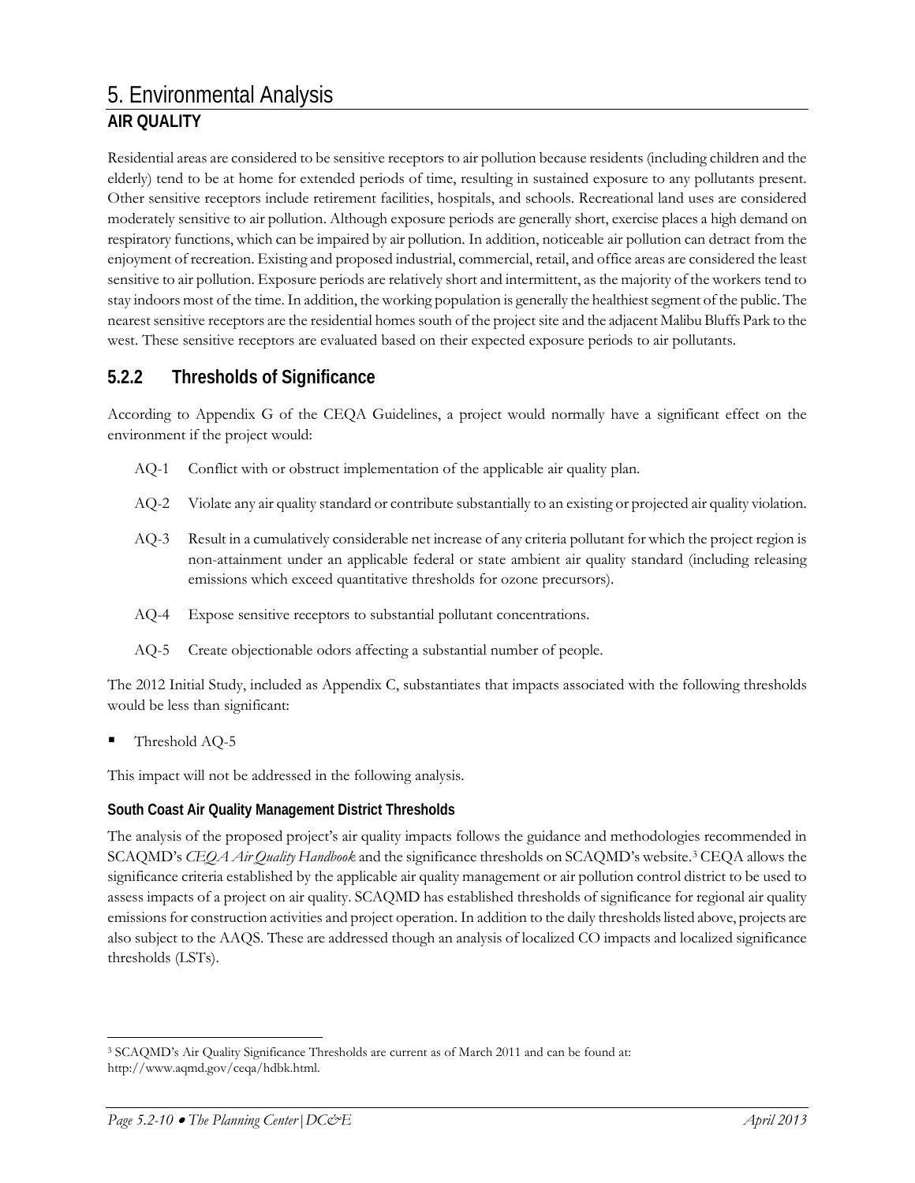Residential areas are considered to be sensitive receptors to air pollution because residents (including children and the elderly) tend to be at home for extended periods of time, resulting in sustained exposure to any pollutants present. Other sensitive receptors include retirement facilities, hospitals, and schools. Recreational land uses are considered moderately sensitive to air pollution. Although exposure periods are generally short, exercise places a high demand on respiratory functions, which can be impaired by air pollution. In addition, noticeable air pollution can detract from the enjoyment of recreation. Existing and proposed industrial, commercial, retail, and office areas are considered the least sensitive to air pollution. Exposure periods are relatively short and intermittent, as the majority of the workers tend to stay indoors most of the time. In addition, the working population is generally the healthiest segment of the public. The nearest sensitive receptors are the residential homes south of the project site and the adjacent Malibu Bluffs Park to the west. These sensitive receptors are evaluated based on their expected exposure periods to air pollutants.

### 5.2.2 Thresholds of Significance

According to Appendix G of the CEQA Guidelines, a project would normally have a significant effect on the environment if the project would:

- AQ-1 Conflict with or obstruct implementation of the applicable air quality plan.
- AQ-2 Violate any air quality standard or contribute substantially to an existing or projected air quality violation.
- AQ-3 Result in a cumulatively considerable net increase of any criteria pollutant for which the project region is non-attainment under an applicable federal or state ambient air quality standard (including releasing emissions which exceed quantitative thresholds for ozone precursors).
- AQ-4 Expose sensitive receptors to substantial pollutant concentrations.
- AQ-5 Create objectionable odors affecting a substantial number of people.

The 2012 Initial Study, included as Appendix C, substantiates that impacts associated with the following thresholds would be less than significant:

- Threshold AQ-5

This impact will not be addressed in the following analysis.

#### South Coast Air Quality Management District Thresholds

The analysis of the proposed project's air quality impacts follows the guidance and methodologies recommended in SCAQMD's *CEQA Air Quality Handbook* and the significance thresholds on SCAQMD's website.[3] CEQA allows the significance criteria established by the applicable air quality management or air pollution control district to be used to assess impacts of a project on air quality. SCAQMD has established thresholds of significance for regional air quality emissions for construction activities and project operation. In addition to the daily thresholds listed above, projects are also subject to the AAQS. These are addressed though an analysis of localized CO impacts and localized significance thresholds (LSTs).

---

[3] SCAQMD's Air Quality Significance Thresholds are current as of March 2011 and can be found at: http://www.aqmd.gov/ceqa/hdbk.html.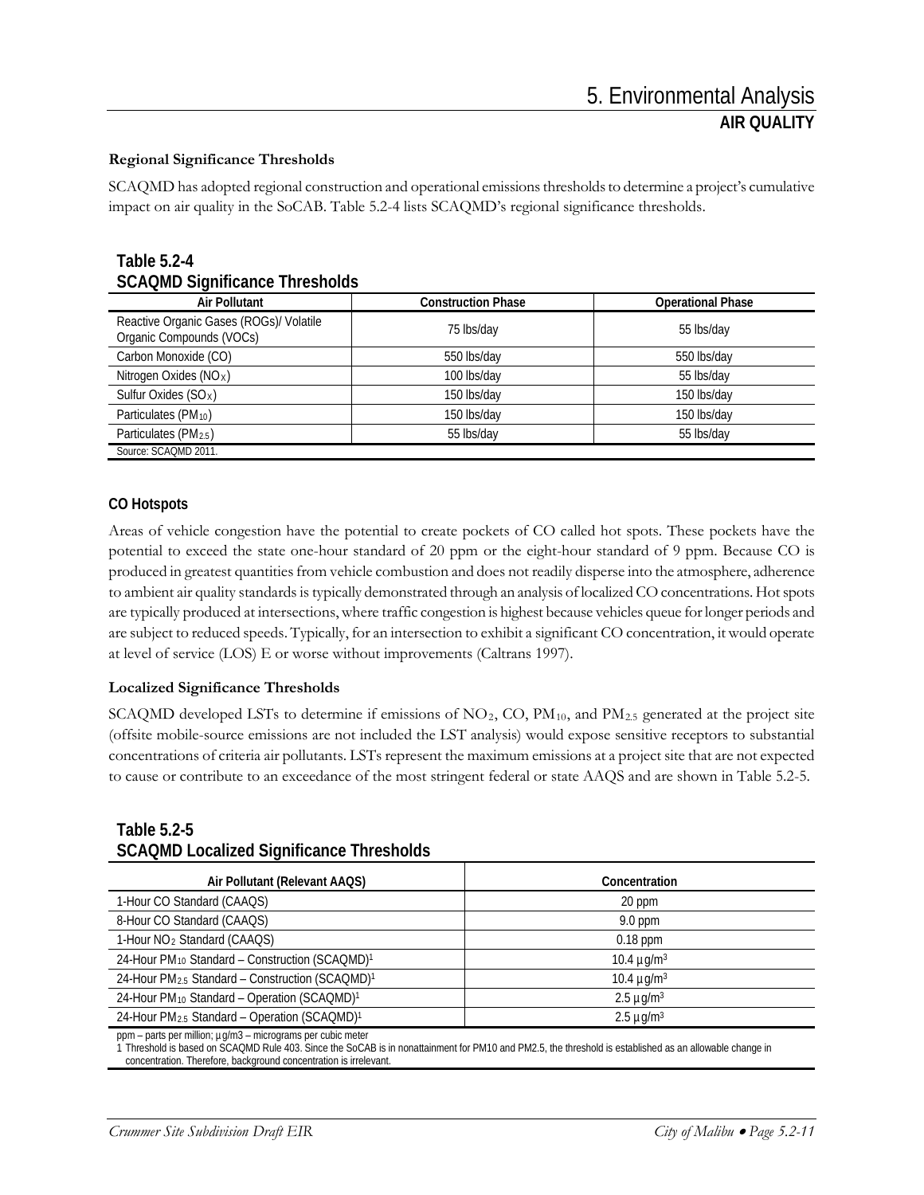### Regional Significance Thresholds

SCAQMD has adopted regional construction and operational emissions thresholds to determine a project's cumulative impact on air quality in the SoCAB. Table 5.2-4 lists SCAQMD's regional significance thresholds.

**Table 5.2-4**
**SCAQMD Significance Thresholds**

| Air Pollutant | Construction Phase | Operational Phase |
|---|---|---|
| Reactive Organic Gases (ROGs)/ Volatile Organic Compounds (VOCs) | 75 lbs/day | 55 lbs/day |
| Carbon Monoxide (CO) | 550 lbs/day | 550 lbs/day |
| Nitrogen Oxides ($NO_X$) | 100 lbs/day | 55 lbs/day |
| Sulfur Oxides ($SO_X$) | 150 lbs/day | 150 lbs/day |
| Particulates ($PM_{10}$) | 150 lbs/day | 150 lbs/day |
| Particulates ($PM_{2.5}$) | 55 lbs/day | 55 lbs/day |

Source: SCAQMD 2011.

### CO Hotspots

Areas of vehicle congestion have the potential to create pockets of CO called hot spots. These pockets have the potential to exceed the state one-hour standard of 20 ppm or the eight-hour standard of 9 ppm. Because CO is produced in greatest quantities from vehicle combustion and does not readily disperse into the atmosphere, adherence to ambient air quality standards is typically demonstrated through an analysis of localized CO concentrations. Hot spots are typically produced at intersections, where traffic congestion is highest because vehicles queue for longer periods and are subject to reduced speeds. Typically, for an intersection to exhibit a significant CO concentration, it would operate at level of service (LOS) E or worse without improvements (Caltrans 1997).

### Localized Significance Thresholds

SCAQMD developed LSTs to determine if emissions of $NO_2$, CO, $PM_{10}$, and $PM_{2.5}$ generated at the project site (offsite mobile-source emissions are not included the LST analysis) would expose sensitive receptors to substantial concentrations of criteria air pollutants. LSTs represent the maximum emissions at a project site that are not expected to cause or contribute to an exceedance of the most stringent federal or state AAQS and are shown in Table 5.2-5.

**Table 5.2-5**
**SCAQMD Localized Significance Thresholds**

| Air Pollutant (Relevant AAQS) | Concentration |
|---|---|
| 1-Hour CO Standard (CAAQS) | 20 ppm |
| 8-Hour CO Standard (CAAQS) | 9.0 ppm |
| 1-Hour $NO_2$ Standard (CAAQS) | 0.18 ppm |
| 24-Hour $PM_{10}$ Standard – Construction (SCAQMD)[1] | 10.4 µg/m³ |
| 24-Hour $PM_{2.5}$ Standard – Construction (SCAQMD)[1] | 10.4 µg/m³ |
| 24-Hour $PM_{10}$ Standard – Operation (SCAQMD)[1] | 2.5 µg/m³ |
| 24-Hour $PM_{2.5}$ Standard – Operation (SCAQMD)[1] | 2.5 µg/m³ |

ppm – parts per million; µg/m3 – micrograms per cubic meter
1 Threshold is based on SCAQMD Rule 403. Since the SoCAB is in nonattainment for PM10 and PM2.5, the threshold is established as an allowable change in concentration. Therefore, background concentration is irrelevant.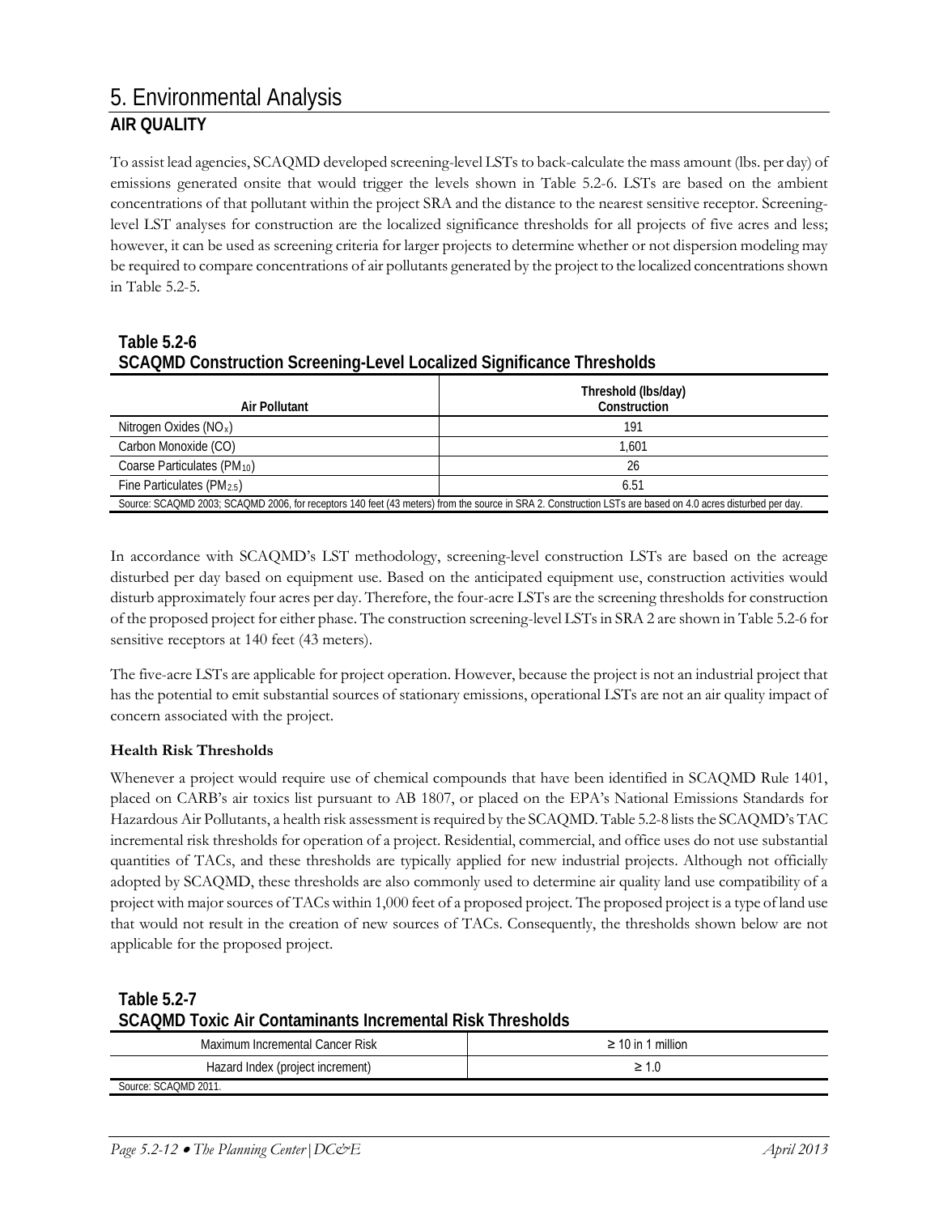# 5. Environmental Analysis

## AIR QUALITY

To assist lead agencies, SCAQMD developed screening-level LSTs to back-calculate the mass amount (lbs. per day) of emissions generated onsite that would trigger the levels shown in Table 5.2-6. LSTs are based on the ambient concentrations of that pollutant within the project SRA and the distance to the nearest sensitive receptor. Screening-level LST analyses for construction are the localized significance thresholds for all projects of five acres and less; however, it can be used as screening criteria for larger projects to determine whether or not dispersion modeling may be required to compare concentrations of air pollutants generated by the project to the localized concentrations shown in Table 5.2-5.

**Table 5.2-6**
**SCAQMD Construction Screening-Level Localized Significance Thresholds**

| Air Pollutant | Threshold (lbs/day) Construction |
|---|---|
| Nitrogen Oxides ($NO_x$) | 191 |
| Carbon Monoxide (CO) | 1,601 |
| Coarse Particulates ($PM_{10}$) | 26 |
| Fine Particulates ($PM_{2.5}$) | 6.51 |

Source: SCAQMD 2003; SCAQMD 2006, for receptors 140 feet (43 meters) from the source in SRA 2. Construction LSTs are based on 4.0 acres disturbed per day.

In accordance with SCAQMD's LST methodology, screening-level construction LSTs are based on the acreage disturbed per day based on equipment use. Based on the anticipated equipment use, construction activities would disturb approximately four acres per day. Therefore, the four-acre LSTs are the screening thresholds for construction of the proposed project for either phase. The construction screening-level LSTs in SRA 2 are shown in Table 5.2-6 for sensitive receptors at 140 feet (43 meters).

The five-acre LSTs are applicable for project operation. However, because the project is not an industrial project that has the potential to emit substantial sources of stationary emissions, operational LSTs are not an air quality impact of concern associated with the project.

**Health Risk Thresholds**

Whenever a project would require use of chemical compounds that have been identified in SCAQMD Rule 1401, placed on CARB's air toxics list pursuant to AB 1807, or placed on the EPA's National Emissions Standards for Hazardous Air Pollutants, a health risk assessment is required by the SCAQMD. Table 5.2-8 lists the SCAQMD's TAC incremental risk thresholds for operation of a project. Residential, commercial, and office uses do not use substantial quantities of TACs, and these thresholds are typically applied for new industrial projects. Although not officially adopted by SCAQMD, these thresholds are also commonly used to determine air quality land use compatibility of a project with major sources of TACs within 1,000 feet of a proposed project. The proposed project is a type of land use that would not result in the creation of new sources of TACs. Consequently, the thresholds shown below are not applicable for the proposed project.

**Table 5.2-7**
**SCAQMD Toxic Air Contaminants Incremental Risk Thresholds**

| Maximum Incremental Cancer Risk | ≥ 10 in 1 million |
|---|---|
| Hazard Index (project increment) | ≥ 1.0 |

Source: SCAQMD 2011.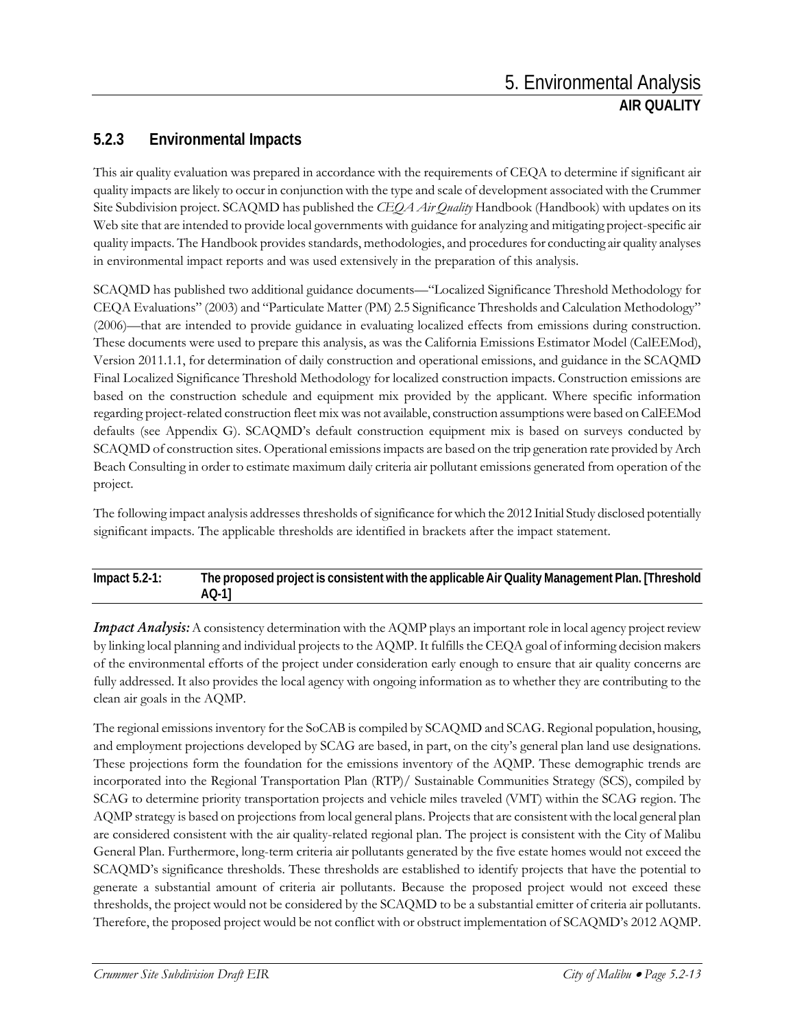### 5.2.3 Environmental Impacts

This air quality evaluation was prepared in accordance with the requirements of CEQA to determine if significant air quality impacts are likely to occur in conjunction with the type and scale of development associated with the Crummer Site Subdivision project. SCAQMD has published the *CEQA Air Quality* Handbook (Handbook) with updates on its Web site that are intended to provide local governments with guidance for analyzing and mitigating project-specific air quality impacts. The Handbook provides standards, methodologies, and procedures for conducting air quality analyses in environmental impact reports and was used extensively in the preparation of this analysis.

SCAQMD has published two additional guidance documents—"Localized Significance Threshold Methodology for CEQA Evaluations" (2003) and "Particulate Matter (PM) 2.5 Significance Thresholds and Calculation Methodology" (2006)—that are intended to provide guidance in evaluating localized effects from emissions during construction. These documents were used to prepare this analysis, as was the California Emissions Estimator Model (CalEEMod), Version 2011.1.1, for determination of daily construction and operational emissions, and guidance in the SCAQMD Final Localized Significance Threshold Methodology for localized construction impacts. Construction emissions are based on the construction schedule and equipment mix provided by the applicant. Where specific information regarding project-related construction fleet mix was not available, construction assumptions were based on CalEEMod defaults (see Appendix G). SCAQMD's default construction equipment mix is based on surveys conducted by SCAQMD of construction sites. Operational emissions impacts are based on the trip generation rate provided by Arch Beach Consulting in order to estimate maximum daily criteria air pollutant emissions generated from operation of the project.

The following impact analysis addresses thresholds of significance for which the 2012 Initial Study disclosed potentially significant impacts. The applicable thresholds are identified in brackets after the impact statement.

**Impact 5.2-1: The proposed project is consistent with the applicable Air Quality Management Plan. [Threshold AQ-1]**

***Impact Analysis:*** A consistency determination with the AQMP plays an important role in local agency project review by linking local planning and individual projects to the AQMP. It fulfills the CEQA goal of informing decision makers of the environmental efforts of the project under consideration early enough to ensure that air quality concerns are fully addressed. It also provides the local agency with ongoing information as to whether they are contributing to the clean air goals in the AQMP.

The regional emissions inventory for the SoCAB is compiled by SCAQMD and SCAG. Regional population, housing, and employment projections developed by SCAG are based, in part, on the city's general plan land use designations. These projections form the foundation for the emissions inventory of the AQMP. These demographic trends are incorporated into the Regional Transportation Plan (RTP)/ Sustainable Communities Strategy (SCS), compiled by SCAG to determine priority transportation projects and vehicle miles traveled (VMT) within the SCAG region. The AQMP strategy is based on projections from local general plans. Projects that are consistent with the local general plan are considered consistent with the air quality-related regional plan. The project is consistent with the City of Malibu General Plan. Furthermore, long-term criteria air pollutants generated by the five estate homes would not exceed the SCAQMD's significance thresholds. These thresholds are established to identify projects that have the potential to generate a substantial amount of criteria air pollutants. Because the proposed project would not exceed these thresholds, the project would not be considered by the SCAQMD to be a substantial emitter of criteria air pollutants. Therefore, the proposed project would be not conflict with or obstruct implementation of SCAQMD's 2012 AQMP.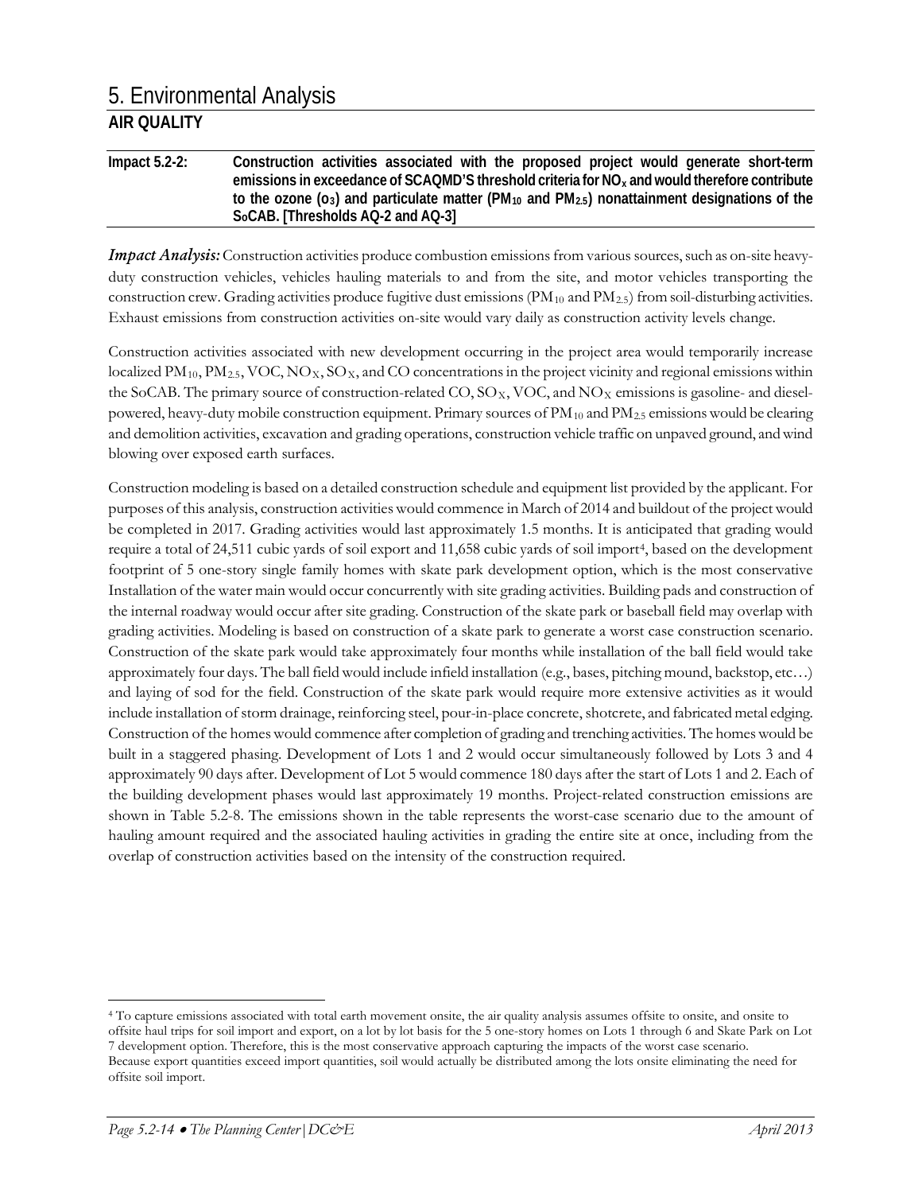## AIR QUALITY

**Impact 5.2-2: Construction activities associated with the proposed project would generate short-term emissions in exceedance of SCAQMD'S threshold criteria for $NO_x$ and would therefore contribute to the ozone ($O_3$) and particulate matter ($PM_{10}$ and $PM_{2.5}$) nonattainment designations of the SoCAB. [Thresholds AQ-2 and AQ-3]**

***Impact Analysis:*** Construction activities produce combustion emissions from various sources, such as on-site heavy-duty construction vehicles, vehicles hauling materials to and from the site, and motor vehicles transporting the construction crew. Grading activities produce fugitive dust emissions ($PM_{10}$ and $PM_{2.5}$) from soil-disturbing activities. Exhaust emissions from construction activities on-site would vary daily as construction activity levels change.

Construction activities associated with new development occurring in the project area would temporarily increase localized $PM_{10}$, $PM_{2.5}$, VOC, $NO_X$, $SO_X$, and CO concentrations in the project vicinity and regional emissions within the SoCAB. The primary source of construction-related CO, $SO_X$, VOC, and $NO_X$ emissions is gasoline- and diesel-powered, heavy-duty mobile construction equipment. Primary sources of $PM_{10}$ and $PM_{2.5}$ emissions would be clearing and demolition activities, excavation and grading operations, construction vehicle traffic on unpaved ground, and wind blowing over exposed earth surfaces.

Construction modeling is based on a detailed construction schedule and equipment list provided by the applicant. For purposes of this analysis, construction activities would commence in March of 2014 and buildout of the project would be completed in 2017. Grading activities would last approximately 1.5 months. It is anticipated that grading would require a total of 24,511 cubic yards of soil export and 11,658 cubic yards of soil import[4], based on the development footprint of 5 one-story single family homes with skate park development option, which is the most conservative Installation of the water main would occur concurrently with site grading activities. Building pads and construction of the internal roadway would occur after site grading. Construction of the skate park or baseball field may overlap with grading activities. Modeling is based on construction of a skate park to generate a worst case construction scenario. Construction of the skate park would take approximately four months while installation of the ball field would take approximately four days. The ball field would include infield installation (e.g., bases, pitching mound, backstop, etc…) and laying of sod for the field. Construction of the skate park would require more extensive activities as it would include installation of storm drainage, reinforcing steel, pour-in-place concrete, shotcrete, and fabricated metal edging. Construction of the homes would commence after completion of grading and trenching activities. The homes would be built in a staggered phasing. Development of Lots 1 and 2 would occur simultaneously followed by Lots 3 and 4 approximately 90 days after. Development of Lot 5 would commence 180 days after the start of Lots 1 and 2. Each of the building development phases would last approximately 19 months. Project-related construction emissions are shown in Table 5.2-8. The emissions shown in the table represents the worst-case scenario due to the amount of hauling amount required and the associated hauling activities in grading the entire site at once, including from the overlap of construction activities based on the intensity of the construction required.

---

[4] To capture emissions associated with total earth movement onsite, the air quality analysis assumes offsite to onsite, and onsite to offsite haul trips for soil import and export, on a lot by lot basis for the 5 one-story homes on Lots 1 through 6 and Skate Park on Lot 7 development option. Therefore, this is the most conservative approach capturing the impacts of the worst case scenario. Because export quantities exceed import quantities, soil would actually be distributed among the lots onsite eliminating the need for offsite soil import.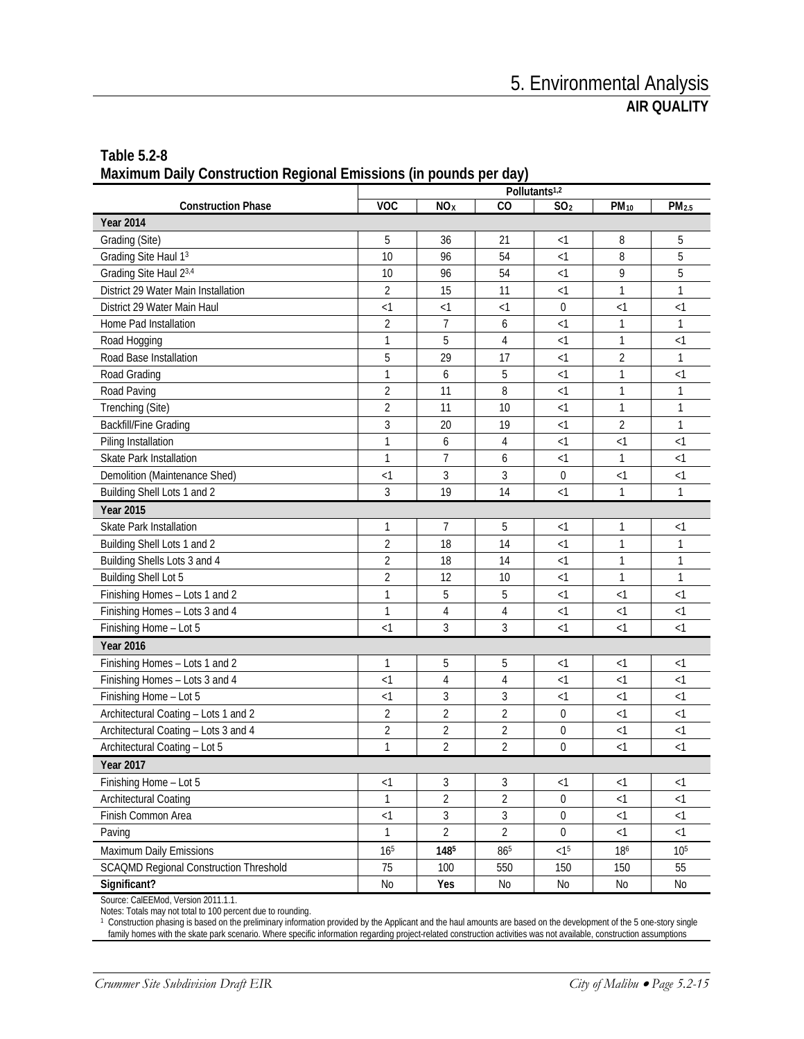**Table 5.2-8**
**Maximum Daily Construction Regional Emissions (in pounds per day)**

| Construction Phase | Pollutants[1,2] | | | | | |
|---|---|---|---|---|---|---|
| | VOC | $NO_X$ | CO | $SO_2$ | $PM_{10}$ | $PM_{2.5}$ |
| **Year 2014** | | | | | | |
| Grading (Site) | 5 | 36 | 21 | <1 | 8 | 5 |
| Grading Site Haul 1[3] | 10 | 96 | 54 | <1 | 8 | 5 |
| Grading Site Haul 2[3,4] | 10 | 96 | 54 | <1 | 9 | 5 |
| District 29 Water Main Installation | 2 | 15 | 11 | <1 | 1 | 1 |
| District 29 Water Main Haul | <1 | <1 | <1 | 0 | <1 | <1 |
| Home Pad Installation | 2 | 7 | 6 | <1 | 1 | 1 |
| Road Hogging | 1 | 5 | 4 | <1 | 1 | <1 |
| Road Base Installation | 5 | 29 | 17 | <1 | 2 | 1 |
| Road Grading | 1 | 6 | 5 | <1 | 1 | <1 |
| Road Paving | 2 | 11 | 8 | <1 | 1 | 1 |
| Trenching (Site) | 2 | 11 | 10 | <1 | 1 | 1 |
| Backfill/Fine Grading | 3 | 20 | 19 | <1 | 2 | 1 |
| Piling Installation | 1 | 6 | 4 | <1 | <1 | <1 |
| Skate Park Installation | 1 | 7 | 6 | <1 | 1 | <1 |
| Demolition (Maintenance Shed) | <1 | 3 | 3 | 0 | <1 | <1 |
| Building Shell Lots 1 and 2 | 3 | 19 | 14 | <1 | 1 | 1 |
| **Year 2015** | | | | | | |
| Skate Park Installation | 1 | 7 | 5 | <1 | 1 | <1 |
| Building Shell Lots 1 and 2 | 2 | 18 | 14 | <1 | 1 | 1 |
| Building Shells Lots 3 and 4 | 2 | 18 | 14 | <1 | 1 | 1 |
| Building Shell Lot 5 | 2 | 12 | 10 | <1 | 1 | 1 |
| Finishing Homes – Lots 1 and 2 | 1 | 5 | 5 | <1 | <1 | <1 |
| Finishing Homes – Lots 3 and 4 | 1 | 4 | 4 | <1 | <1 | <1 |
| Finishing Home – Lot 5 | <1 | 3 | 3 | <1 | <1 | <1 |
| **Year 2016** | | | | | | |
| Finishing Homes – Lots 1 and 2 | 1 | 5 | 5 | <1 | <1 | <1 |
| Finishing Homes – Lots 3 and 4 | <1 | 4 | 4 | <1 | <1 | <1 |
| Finishing Home – Lot 5 | <1 | 3 | 3 | <1 | <1 | <1 |
| Architectural Coating – Lots 1 and 2 | 2 | 2 | 2 | 0 | <1 | <1 |
| Architectural Coating – Lots 3 and 4 | 2 | 2 | 2 | 0 | <1 | <1 |
| Architectural Coating – Lot 5 | 1 | 2 | 2 | 0 | <1 | <1 |
| **Year 2017** | | | | | | |
| Finishing Home – Lot 5 | <1 | 3 | 3 | <1 | <1 | <1 |
| Architectural Coating | 1 | 2 | 2 | 0 | <1 | <1 |
| Finish Common Area | <1 | 3 | 3 | 0 | <1 | <1 |
| Paving | 1 | 2 | 2 | 0 | <1 | <1 |
| Maximum Daily Emissions | 16[5] | **148[5]** | 86[5] | <1[5] | 18[6] | 10[5] |
| SCAQMD Regional Construction Threshold | 75 | 100 | 550 | 150 | 150 | 55 |
| **Significant?** | No | **Yes** | No | No | No | No |

Source: CalEEMod, Version 2011.1.1.
Notes: Totals may not total to 100 percent due to rounding.
[1] Construction phasing is based on the preliminary information provided by the Applicant and the haul amounts are based on the development of the 5 one-story single family homes with the skate park scenario. Where specific information regarding project-related construction activities was not available, construction assumptions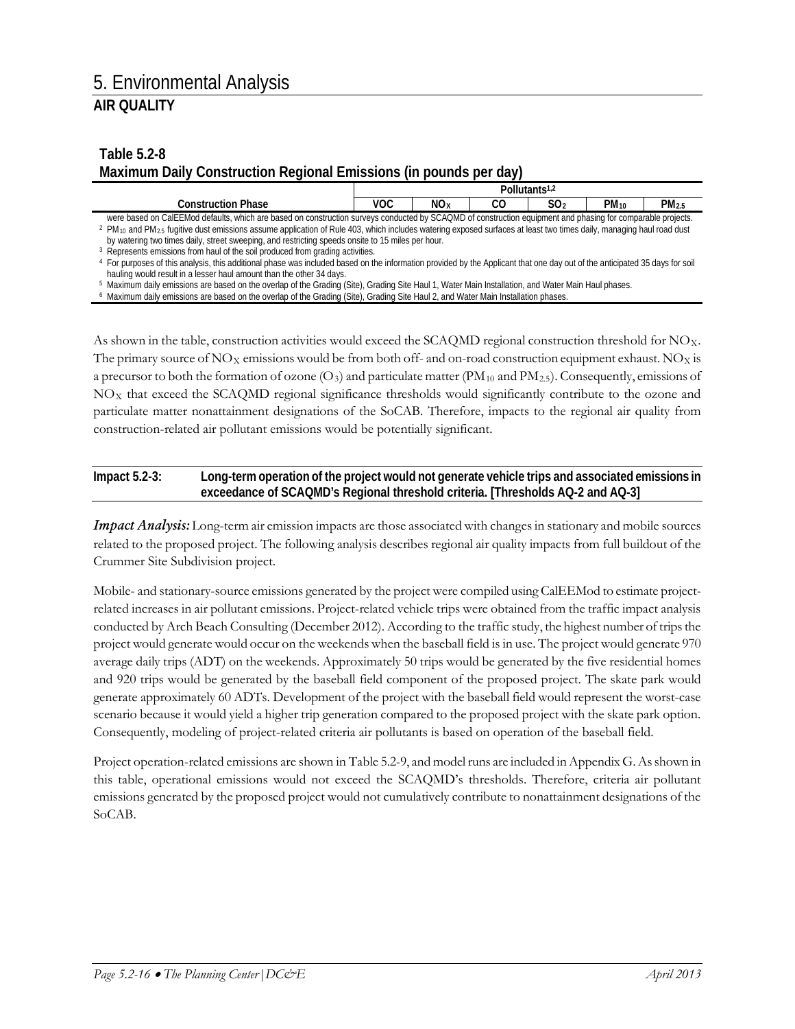# 5. Environmental Analysis

## AIR QUALITY

**Table 5.2-8**
**Maximum Daily Construction Regional Emissions (in pounds per day)**

| Construction Phase | Pollutants[1,2] | | | | | |
|---|---|---|---|---|---|---|
| | VOC | $NO_X$ | CO | $SO_2$ | $PM_{10}$ | $PM_{2.5}$ |

were based on CalEEMod defaults, which are based on construction surveys conducted by SCAQMD of construction equipment and phasing for comparable projects.
[2] $PM_{10}$ and $PM_{2.5}$ fugitive dust emissions assume application of Rule 403, which includes watering exposed surfaces at least two times daily, managing haul road dust by watering two times daily, street sweeping, and restricting speeds onsite to 15 miles per hour.
[3] Represents emissions from haul of the soil produced from grading activities.
[4] For purposes of this analysis, this additional phase was included based on the information provided by the Applicant that one day out of the anticipated 35 days for soil hauling would result in a lesser haul amount than the other 34 days.
[5] Maximum daily emissions are based on the overlap of the Grading (Site), Grading Site Haul 1, Water Main Installation, and Water Main Haul phases.
[6] Maximum daily emissions are based on the overlap of the Grading (Site), Grading Site Haul 2, and Water Main Installation phases.

As shown in the table, construction activities would exceed the SCAQMD regional construction threshold for $NO_X$. The primary source of $NO_X$ emissions would be from both off- and on-road construction equipment exhaust. $NO_X$ is a precursor to both the formation of ozone ($O_3$) and particulate matter ($PM_{10}$ and $PM_{2.5}$). Consequently, emissions of $NO_X$ that exceed the SCAQMD regional significance thresholds would significantly contribute to the ozone and particulate matter nonattainment designations of the SoCAB. Therefore, impacts to the regional air quality from construction-related air pollutant emissions would be potentially significant.

**Impact 5.2-3: Long-term operation of the project would not generate vehicle trips and associated emissions in exceedance of SCAQMD's Regional threshold criteria. [Thresholds AQ-2 and AQ-3]**

***Impact Analysis:*** Long-term air emission impacts are those associated with changes in stationary and mobile sources related to the proposed project. The following analysis describes regional air quality impacts from full buildout of the Crummer Site Subdivision project.

Mobile- and stationary-source emissions generated by the project were compiled using CalEEMod to estimate project-related increases in air pollutant emissions. Project-related vehicle trips were obtained from the traffic impact analysis conducted by Arch Beach Consulting (December 2012). According to the traffic study, the highest number of trips the project would generate would occur on the weekends when the baseball field is in use. The project would generate 970 average daily trips (ADT) on the weekends. Approximately 50 trips would be generated by the five residential homes and 920 trips would be generated by the baseball field component of the proposed project. The skate park would generate approximately 60 ADTs. Development of the project with the baseball field would represent the worst-case scenario because it would yield a higher trip generation compared to the proposed project with the skate park option. Consequently, modeling of project-related criteria air pollutants is based on operation of the baseball field.

Project operation-related emissions are shown in Table 5.2-9, and model runs are included in Appendix G. As shown in this table, operational emissions would not exceed the SCAQMD's thresholds. Therefore, criteria air pollutant emissions generated by the proposed project would not cumulatively contribute to nonattainment designations of the SoCAB.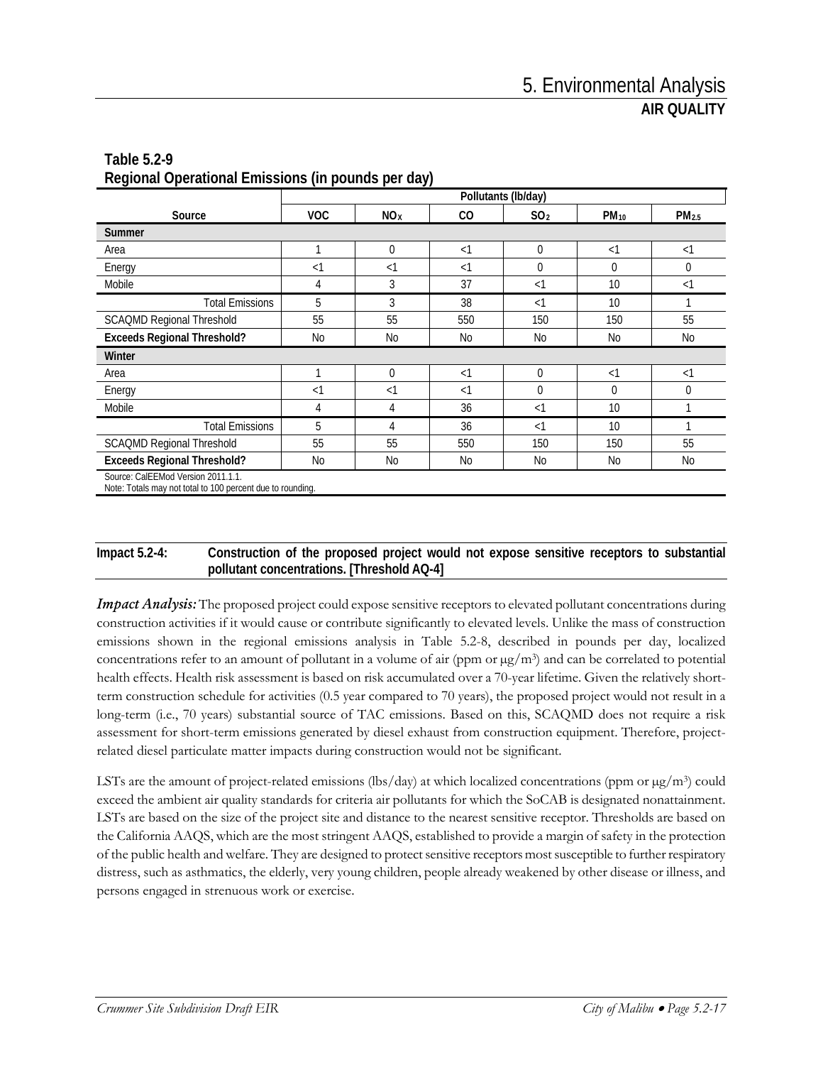**Table 5.2-9**
**Regional Operational Emissions (in pounds per day)**

| Source | Pollutants (lb/day) | | | | | |
|---|---|---|---|---|---|---|
| | VOC | $NO_X$ | CO | $SO_2$ | $PM_{10}$ | $PM_{2.5}$ |
| **Summer** | | | | | | |
| Area | 1 | 0 | <1 | 0 | <1 | <1 |
| Energy | <1 | <1 | <1 | 0 | 0 | 0 |
| Mobile | 4 | 3 | 37 | <1 | 10 | <1 |
| Total Emissions | 5 | 3 | 38 | <1 | 10 | 1 |
| SCAQMD Regional Threshold | 55 | 55 | 550 | 150 | 150 | 55 |
| **Exceeds Regional Threshold?** | No | No | No | No | No | No |
| **Winter** | | | | | | |
| Area | 1 | 0 | <1 | 0 | <1 | <1 |
| Energy | <1 | <1 | <1 | 0 | 0 | 0 |
| Mobile | 4 | 4 | 36 | <1 | 10 | 1 |
| Total Emissions | 5 | 4 | 36 | <1 | 10 | 1 |
| SCAQMD Regional Threshold | 55 | 55 | 550 | 150 | 150 | 55 |
| **Exceeds Regional Threshold?** | No | No | No | No | No | No |

Source: CalEEMod Version 2011.1.1.
Note: Totals may not total to 100 percent due to rounding.

**Impact 5.2-4: Construction of the proposed project would not expose sensitive receptors to substantial pollutant concentrations. [Threshold AQ-4]**

***Impact Analysis:*** The proposed project could expose sensitive receptors to elevated pollutant concentrations during construction activities if it would cause or contribute significantly to elevated levels. Unlike the mass of construction emissions shown in the regional emissions analysis in Table 5.2-8, described in pounds per day, localized concentrations refer to an amount of pollutant in a volume of air (ppm or $\mu g/m^3$) and can be correlated to potential health effects. Health risk assessment is based on risk accumulated over a 70-year lifetime. Given the relatively short-term construction schedule for activities (0.5 year compared to 70 years), the proposed project would not result in a long-term (i.e., 70 years) substantial source of TAC emissions. Based on this, SCAQMD does not require a risk assessment for short-term emissions generated by diesel exhaust from construction equipment. Therefore, project-related diesel particulate matter impacts during construction would not be significant.

LSTs are the amount of project-related emissions (lbs/day) at which localized concentrations (ppm or $\mu g/m^3$) could exceed the ambient air quality standards for criteria air pollutants for which the SoCAB is designated nonattainment. LSTs are based on the size of the project site and distance to the nearest sensitive receptor. Thresholds are based on the California AAQS, which are the most stringent AAQS, established to provide a margin of safety in the protection of the public health and welfare. They are designed to protect sensitive receptors most susceptible to further respiratory distress, such as asthmatics, the elderly, very young children, people already weakened by other disease or illness, and persons engaged in strenuous work or exercise.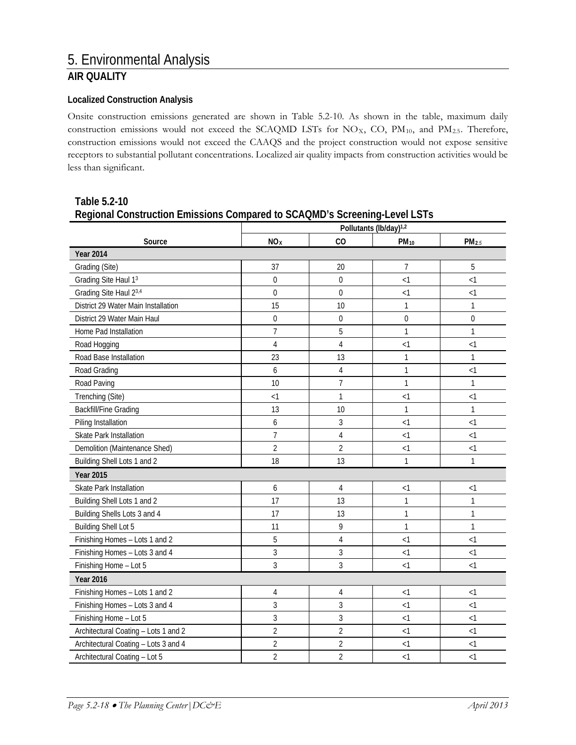# 5. Environmental Analysis

## AIR QUALITY

### Localized Construction Analysis

Onsite construction emissions generated are shown in Table 5.2-10. As shown in the table, maximum daily construction emissions would not exceed the SCAQMD LSTs for $NO_X$, CO, $PM_{10}$, and $PM_{2.5}$. Therefore, construction emissions would not exceed the CAAQS and the project construction would not expose sensitive receptors to substantial pollutant concentrations. Localized air quality impacts from construction activities would be less than significant.

**Table 5.2-10**
**Regional Construction Emissions Compared to SCAQMD's Screening-Level LSTs**

| | Pollutants (lb/day)[1,2] | | | |
|---|---|---|---|---|
| Source | $NO_X$ | CO | $PM_{10}$ | $PM_{2.5}$ |
| **Year 2014** | | | | |
| Grading (Site) | 37 | 20 | 7 | 5 |
| Grading Site Haul 1[3] | 0 | 0 | <1 | <1 |
| Grading Site Haul 2[3,4] | 0 | 0 | <1 | <1 |
| District 29 Water Main Installation | 15 | 10 | 1 | 1 |
| District 29 Water Main Haul | 0 | 0 | 0 | 0 |
| Home Pad Installation | 7 | 5 | 1 | 1 |
| Road Hogging | 4 | 4 | <1 | <1 |
| Road Base Installation | 23 | 13 | 1 | 1 |
| Road Grading | 6 | 4 | 1 | <1 |
| Road Paving | 10 | 7 | 1 | 1 |
| Trenching (Site) | <1 | 1 | <1 | <1 |
| Backfill/Fine Grading | 13 | 10 | 1 | 1 |
| Piling Installation | 6 | 3 | <1 | <1 |
| Skate Park Installation | 7 | 4 | <1 | <1 |
| Demolition (Maintenance Shed) | 2 | 2 | <1 | <1 |
| Building Shell Lots 1 and 2 | 18 | 13 | 1 | 1 |
| **Year 2015** | | | | |
| Skate Park Installation | 6 | 4 | <1 | <1 |
| Building Shell Lots 1 and 2 | 17 | 13 | 1 | 1 |
| Building Shells Lots 3 and 4 | 17 | 13 | 1 | 1 |
| Building Shell Lot 5 | 11 | 9 | 1 | 1 |
| Finishing Homes – Lots 1 and 2 | 5 | 4 | <1 | <1 |
| Finishing Homes – Lots 3 and 4 | 3 | 3 | <1 | <1 |
| Finishing Home – Lot 5 | 3 | 3 | <1 | <1 |
| **Year 2016** | | | | |
| Finishing Homes – Lots 1 and 2 | 4 | 4 | <1 | <1 |
| Finishing Homes – Lots 3 and 4 | 3 | 3 | <1 | <1 |
| Finishing Home – Lot 5 | 3 | 3 | <1 | <1 |
| Architectural Coating – Lots 1 and 2 | 2 | 2 | <1 | <1 |
| Architectural Coating – Lots 3 and 4 | 2 | 2 | <1 | <1 |
| Architectural Coating – Lot 5 | 2 | 2 | <1 | <1 |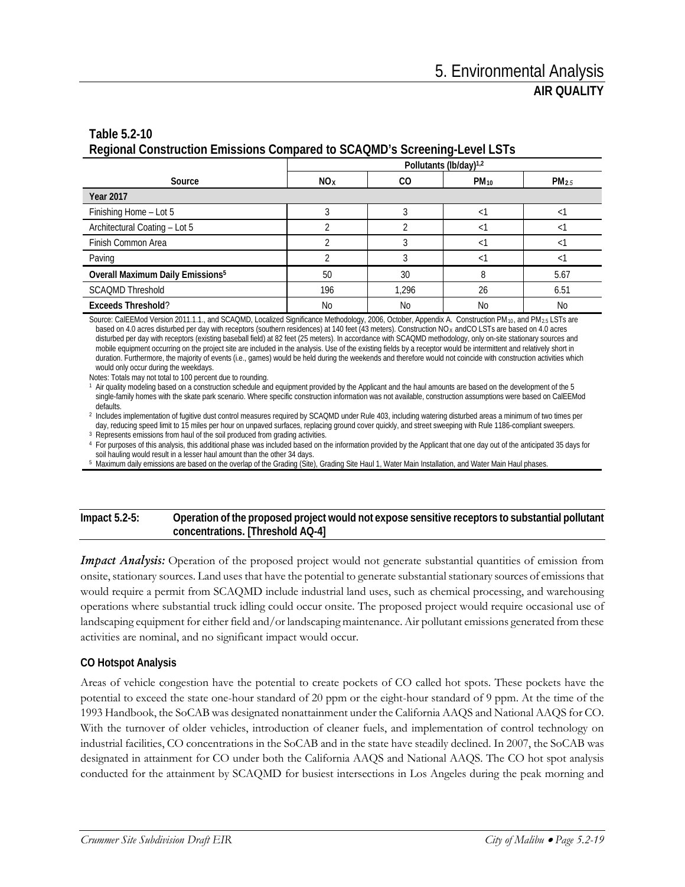**Table 5.2-10**
**Regional Construction Emissions Compared to SCAQMD's Screening-Level LSTs**

| Source | Pollutants (lb/day)[1,2] | | | |
|---|---|---|---|---|
| | $NO_X$ | CO | $PM_{10}$ | $PM_{2.5}$ |
| **Year 2017** | | | | |
| Finishing Home – Lot 5 | 3 | 3 | <1 | <1 |
| Architectural Coating – Lot 5 | 2 | 2 | <1 | <1 |
| Finish Common Area | 2 | 3 | <1 | <1 |
| Paving | 2 | 3 | <1 | <1 |
| **Overall Maximum Daily Emissions[5]** | 50 | 30 | 8 | 5.67 |
| SCAQMD Threshold | 196 | 1,296 | 26 | 6.51 |
| **Exceeds Threshold**? | No | No | No | No |

Source: CalEEMod Version 2011.1.1., and SCAQMD, Localized Significance Methodology, 2006, October, Appendix A. Construction $PM_{10}$, and $PM_{2.5}$ LSTs are based on 4.0 acres disturbed per day with receptors (southern residences) at 140 feet (43 meters). Construction $NO_X$ andCO LSTs are based on 4.0 acres disturbed per day with receptors (existing baseball field) at 82 feet (25 meters). In accordance with SCAQMD methodology, only on-site stationary sources and mobile equipment occurring on the project site are included in the analysis. Use of the existing fields by a receptor would be intermittent and relatively short in duration. Furthermore, the majority of events (i.e., games) would be held during the weekends and therefore would not coincide with construction activities which would only occur during the weekdays.

Notes: Totals may not total to 100 percent due to rounding.

[1] Air quality modeling based on a construction schedule and equipment provided by the Applicant and the haul amounts are based on the development of the 5 single-family homes with the skate park scenario. Where specific construction information was not available, construction assumptions were based on CalEEMod defaults.

[2] Includes implementation of fugitive dust control measures required by SCAQMD under Rule 403, including watering disturbed areas a minimum of two times per day, reducing speed limit to 15 miles per hour on unpaved surfaces, replacing ground cover quickly, and street sweeping with Rule 1186-compliant sweepers.

[3] Represents emissions from haul of the soil produced from grading activities.

[4] For purposes of this analysis, this additional phase was included based on the information provided by the Applicant that one day out of the anticipated 35 days for soil hauling would result in a lesser haul amount than the other 34 days.

[5] Maximum daily emissions are based on the overlap of the Grading (Site), Grading Site Haul 1, Water Main Installation, and Water Main Haul phases.

**Impact 5.2-5: Operation of the proposed project would not expose sensitive receptors to substantial pollutant concentrations. [Threshold AQ-4]**

***Impact Analysis:*** Operation of the proposed project would not generate substantial quantities of emission from onsite, stationary sources. Land uses that have the potential to generate substantial stationary sources of emissions that would require a permit from SCAQMD include industrial land uses, such as chemical processing, and warehousing operations where substantial truck idling could occur onsite. The proposed project would require occasional use of landscaping equipment for either field and/or landscaping maintenance. Air pollutant emissions generated from these activities are nominal, and no significant impact would occur.

### CO Hotspot Analysis

Areas of vehicle congestion have the potential to create pockets of CO called hot spots. These pockets have the potential to exceed the state one-hour standard of 20 ppm or the eight-hour standard of 9 ppm. At the time of the 1993 Handbook, the SoCAB was designated nonattainment under the California AAQS and National AAQS for CO. With the turnover of older vehicles, introduction of cleaner fuels, and implementation of control technology on industrial facilities, CO concentrations in the SoCAB and in the state have steadily declined. In 2007, the SoCAB was designated in attainment for CO under both the California AAQS and National AAQS. The CO hot spot analysis conducted for the attainment by SCAQMD for busiest intersections in Los Angeles during the peak morning and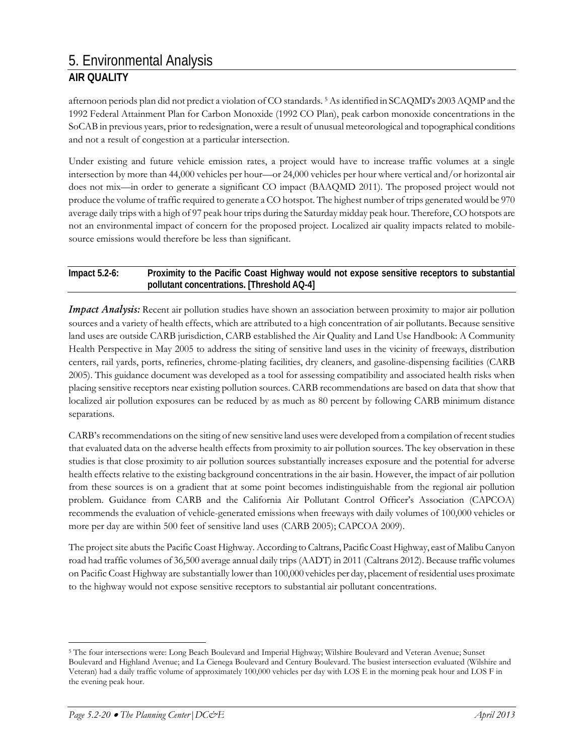afternoon periods plan did not predict a violation of CO standards. [5] As identified in SCAQMD's 2003 AQMP and the 1992 Federal Attainment Plan for Carbon Monoxide (1992 CO Plan), peak carbon monoxide concentrations in the SoCAB in previous years, prior to redesignation, were a result of unusual meteorological and topographical conditions and not a result of congestion at a particular intersection.

Under existing and future vehicle emission rates, a project would have to increase traffic volumes at a single intersection by more than 44,000 vehicles per hour—or 24,000 vehicles per hour where vertical and/or horizontal air does not mix—in order to generate a significant CO impact (BAAQMD 2011). The proposed project would not produce the volume of traffic required to generate a CO hotspot. The highest number of trips generated would be 970 average daily trips with a high of 97 peak hour trips during the Saturday midday peak hour. Therefore, CO hotspots are not an environmental impact of concern for the proposed project. Localized air quality impacts related to mobile-source emissions would therefore be less than significant.

**Impact 5.2-6: Proximity to the Pacific Coast Highway would not expose sensitive receptors to substantial pollutant concentrations. [Threshold AQ-4]**

***Impact Analysis:*** Recent air pollution studies have shown an association between proximity to major air pollution sources and a variety of health effects, which are attributed to a high concentration of air pollutants. Because sensitive land uses are outside CARB jurisdiction, CARB established the Air Quality and Land Use Handbook: A Community Health Perspective in May 2005 to address the siting of sensitive land uses in the vicinity of freeways, distribution centers, rail yards, ports, refineries, chrome-plating facilities, dry cleaners, and gasoline-dispensing facilities (CARB 2005). This guidance document was developed as a tool for assessing compatibility and associated health risks when placing sensitive receptors near existing pollution sources. CARB recommendations are based on data that show that localized air pollution exposures can be reduced by as much as 80 percent by following CARB minimum distance separations.

CARB's recommendations on the siting of new sensitive land uses were developed from a compilation of recent studies that evaluated data on the adverse health effects from proximity to air pollution sources. The key observation in these studies is that close proximity to air pollution sources substantially increases exposure and the potential for adverse health effects relative to the existing background concentrations in the air basin. However, the impact of air pollution from these sources is on a gradient that at some point becomes indistinguishable from the regional air pollution problem. Guidance from CARB and the California Air Pollutant Control Officer's Association (CAPCOA) recommends the evaluation of vehicle-generated emissions when freeways with daily volumes of 100,000 vehicles or more per day are within 500 feet of sensitive land uses (CARB 2005); CAPCOA 2009).

The project site abuts the Pacific Coast Highway. According to Caltrans, Pacific Coast Highway, east of Malibu Canyon road had traffic volumes of 36,500 average annual daily trips (AADT) in 2011 (Caltrans 2012). Because traffic volumes on Pacific Coast Highway are substantially lower than 100,000 vehicles per day, placement of residential uses proximate to the highway would not expose sensitive receptors to substantial air pollutant concentrations.

[5] The four intersections were: Long Beach Boulevard and Imperial Highway; Wilshire Boulevard and Veteran Avenue; Sunset Boulevard and Highland Avenue; and La Cienega Boulevard and Century Boulevard. The busiest intersection evaluated (Wilshire and Veteran) had a daily traffic volume of approximately 100,000 vehicles per day with LOS E in the morning peak hour and LOS F in the evening peak hour.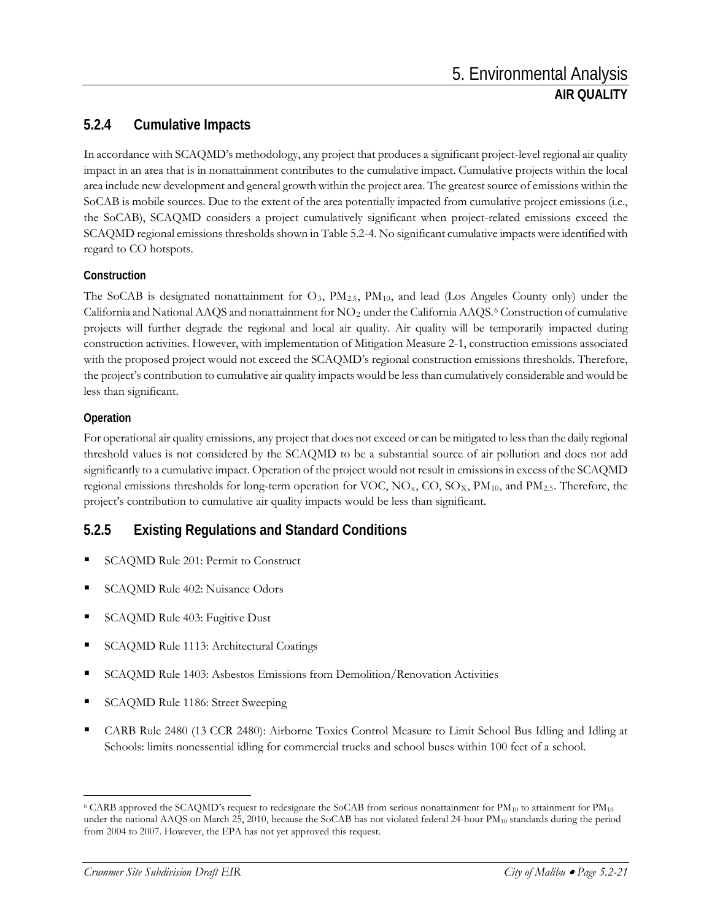### 5.2.4 Cumulative Impacts

In accordance with SCAQMD's methodology, any project that produces a significant project-level regional air quality impact in an area that is in nonattainment contributes to the cumulative impact. Cumulative projects within the local area include new development and general growth within the project area. The greatest source of emissions within the SoCAB is mobile sources. Due to the extent of the area potentially impacted from cumulative project emissions (i.e., the SoCAB), SCAQMD considers a project cumulatively significant when project-related emissions exceed the SCAQMD regional emissions thresholds shown in Table 5.2-4. No significant cumulative impacts were identified with regard to CO hotspots.

#### Construction

The SoCAB is designated nonattainment for $O_3$, $PM_{2.5}$, $PM_{10}$, and lead (Los Angeles County only) under the California and National AAQS and nonattainment for $NO_2$ under the California AAQS.[6] Construction of cumulative projects will further degrade the regional and local air quality. Air quality will be temporarily impacted during construction activities. However, with implementation of Mitigation Measure 2-1, construction emissions associated with the proposed project would not exceed the SCAQMD's regional construction emissions thresholds. Therefore, the project's contribution to cumulative air quality impacts would be less than cumulatively considerable and would be less than significant.

#### Operation

For operational air quality emissions, any project that does not exceed or can be mitigated to less than the daily regional threshold values is not considered by the SCAQMD to be a substantial source of air pollution and does not add significantly to a cumulative impact. Operation of the project would not result in emissions in excess of the SCAQMD regional emissions thresholds for long-term operation for VOC, $NO_x$, CO, $SO_X$, $PM_{10}$, and $PM_{2.5}$. Therefore, the project's contribution to cumulative air quality impacts would be less than significant.

### 5.2.5 Existing Regulations and Standard Conditions

- SCAQMD Rule 201: Permit to Construct
- SCAQMD Rule 402: Nuisance Odors
- SCAQMD Rule 403: Fugitive Dust
- SCAQMD Rule 1113: Architectural Coatings
- SCAQMD Rule 1403: Asbestos Emissions from Demolition/Renovation Activities
- SCAQMD Rule 1186: Street Sweeping
- CARB Rule 2480 (13 CCR 2480): Airborne Toxics Control Measure to Limit School Bus Idling and Idling at Schools: limits nonessential idling for commercial trucks and school buses within 100 feet of a school.

---

[6] CARB approved the SCAQMD's request to redesignate the SoCAB from serious nonattainment for $PM_{10}$ to attainment for $PM_{10}$ under the national AAQS on March 25, 2010, because the SoCAB has not violated federal 24-hour $PM_{10}$ standards during the period from 2004 to 2007. However, the EPA has not yet approved this request.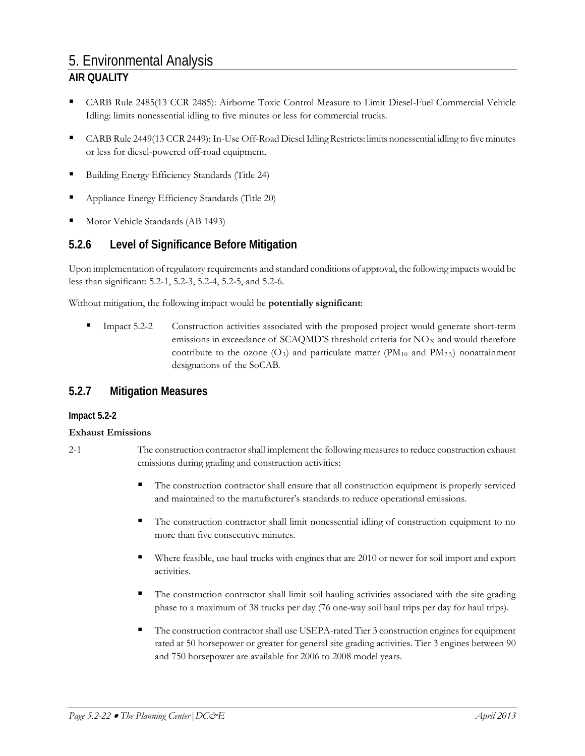- CARB Rule 2485(13 CCR 2485): Airborne Toxic Control Measure to Limit Diesel-Fuel Commercial Vehicle Idling: limits nonessential idling to five minutes or less for commercial trucks.
- CARB Rule 2449(13 CCR 2449): In-Use Off-Road Diesel Idling Restricts: limits nonessential idling to five minutes or less for diesel-powered off-road equipment.
- Building Energy Efficiency Standards (Title 24)
- Appliance Energy Efficiency Standards (Title 20)
- Motor Vehicle Standards (AB 1493)

## 5.2.6 Level of Significance Before Mitigation

Upon implementation of regulatory requirements and standard conditions of approval, the following impacts would be less than significant: 5.2-1, 5.2-3, 5.2-4, 5.2-5, and 5.2-6.

Without mitigation, the following impact would be **potentially significant**:

- Impact 5.2-2 Construction activities associated with the proposed project would generate short-term emissions in exceedance of SCAQMD'S threshold criteria for $NO_X$ and would therefore contribute to the ozone ($O_3$) and particulate matter ($PM_{10}$ and $PM_{2.5}$) nonattainment designations of the SoCAB.

## 5.2.7 Mitigation Measures

### Impact 5.2-2

**Exhaust Emissions**

2-1 The construction contractor shall implement the following measures to reduce construction exhaust emissions during grading and construction activities:

- The construction contractor shall ensure that all construction equipment is properly serviced and maintained to the manufacturer's standards to reduce operational emissions.
- The construction contractor shall limit nonessential idling of construction equipment to no more than five consecutive minutes.
- Where feasible, use haul trucks with engines that are 2010 or newer for soil import and export activities.
- The construction contractor shall limit soil hauling activities associated with the site grading phase to a maximum of 38 trucks per day (76 one-way soil haul trips per day for haul trips).
- The construction contractor shall use USEPA-rated Tier 3 construction engines for equipment rated at 50 horsepower or greater for general site grading activities. Tier 3 engines between 90 and 750 horsepower are available for 2006 to 2008 model years.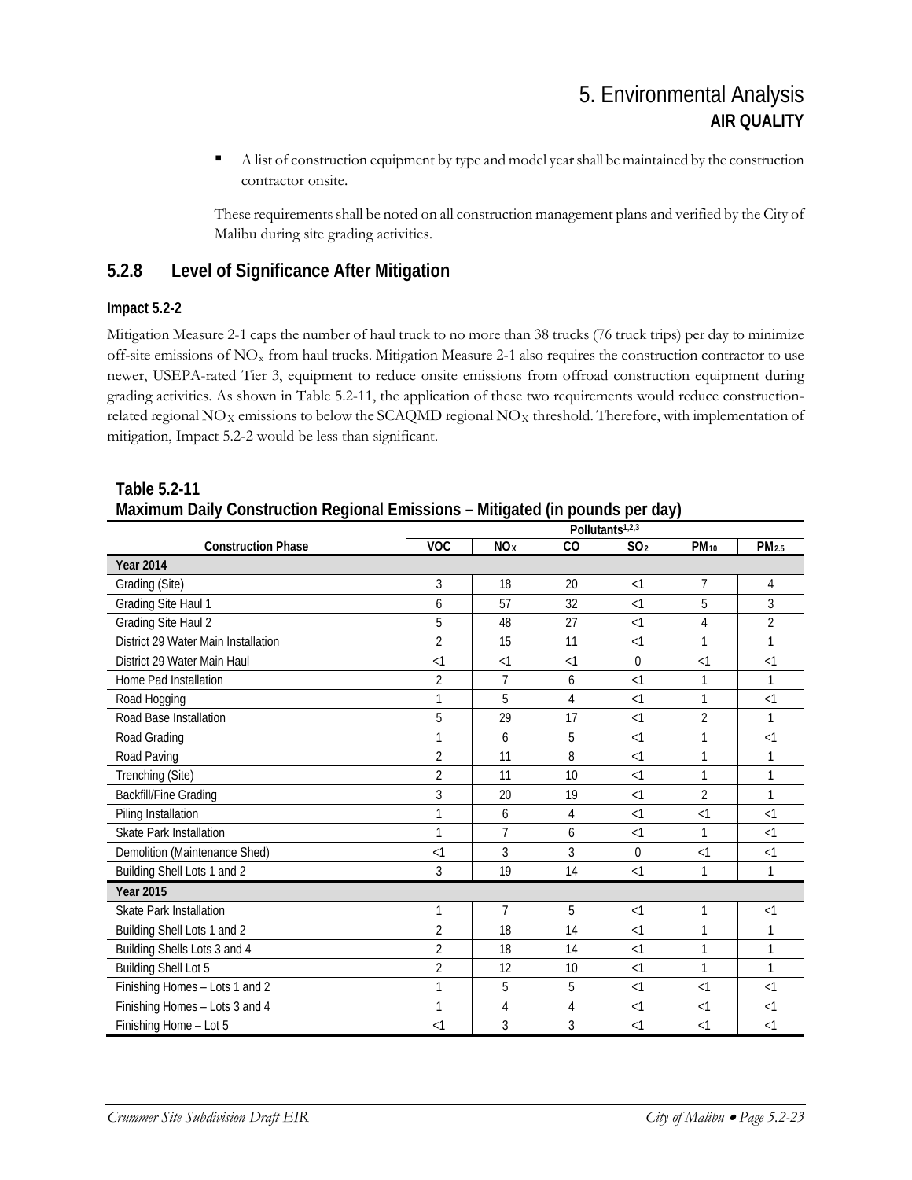- A list of construction equipment by type and model year shall be maintained by the construction contractor onsite.

These requirements shall be noted on all construction management plans and verified by the City of Malibu during site grading activities.

## 5.2.8 Level of Significance After Mitigation

### Impact 5.2-2

Mitigation Measure 2-1 caps the number of haul truck to no more than 38 trucks (76 truck trips) per day to minimize off-site emissions of $NO_x$ from haul trucks. Mitigation Measure 2-1 also requires the construction contractor to use newer, USEPA-rated Tier 3, equipment to reduce onsite emissions from offroad construction equipment during grading activities. As shown in Table 5.2-11, the application of these two requirements would reduce construction-related regional $NO_X$ emissions to below the SCAQMD regional $NO_X$ threshold. Therefore, with implementation of mitigation, Impact 5.2-2 would be less than significant.

**Table 5.2-11**
**Maximum Daily Construction Regional Emissions – Mitigated (in pounds per day)**

| | Pollutants[1,2,3] | | | | | |
|---|---|---|---|---|---|---|
| Construction Phase | VOC | $NO_X$ | CO | $SO_2$ | $PM_{10}$ | $PM_{2.5}$ |
| **Year 2014** | | | | | | |
| Grading (Site) | 3 | 18 | 20 | <1 | 7 | 4 |
| Grading Site Haul 1 | 6 | 57 | 32 | <1 | 5 | 3 |
| Grading Site Haul 2 | 5 | 48 | 27 | <1 | 4 | 2 |
| District 29 Water Main Installation | 2 | 15 | 11 | <1 | 1 | 1 |
| District 29 Water Main Haul | <1 | <1 | <1 | 0 | <1 | <1 |
| Home Pad Installation | 2 | 7 | 6 | <1 | 1 | 1 |
| Road Hogging | 1 | 5 | 4 | <1 | 1 | <1 |
| Road Base Installation | 5 | 29 | 17 | <1 | 2 | 1 |
| Road Grading | 1 | 6 | 5 | <1 | 1 | <1 |
| Road Paving | 2 | 11 | 8 | <1 | 1 | 1 |
| Trenching (Site) | 2 | 11 | 10 | <1 | 1 | 1 |
| Backfill/Fine Grading | 3 | 20 | 19 | <1 | 2 | 1 |
| Piling Installation | 1 | 6 | 4 | <1 | <1 | <1 |
| Skate Park Installation | 1 | 7 | 6 | <1 | 1 | <1 |
| Demolition (Maintenance Shed) | <1 | 3 | 3 | 0 | <1 | <1 |
| Building Shell Lots 1 and 2 | 3 | 19 | 14 | <1 | 1 | 1 |
| **Year 2015** | | | | | | |
| Skate Park Installation | 1 | 7 | 5 | <1 | 1 | <1 |
| Building Shell Lots 1 and 2 | 2 | 18 | 14 | <1 | 1 | 1 |
| Building Shells Lots 3 and 4 | 2 | 18 | 14 | <1 | 1 | 1 |
| Building Shell Lot 5 | 2 | 12 | 10 | <1 | 1 | 1 |
| Finishing Homes – Lots 1 and 2 | 1 | 5 | 5 | <1 | <1 | <1 |
| Finishing Homes – Lots 3 and 4 | 1 | 4 | 4 | <1 | <1 | <1 |
| Finishing Home – Lot 5 | <1 | 3 | 3 | <1 | <1 | <1 |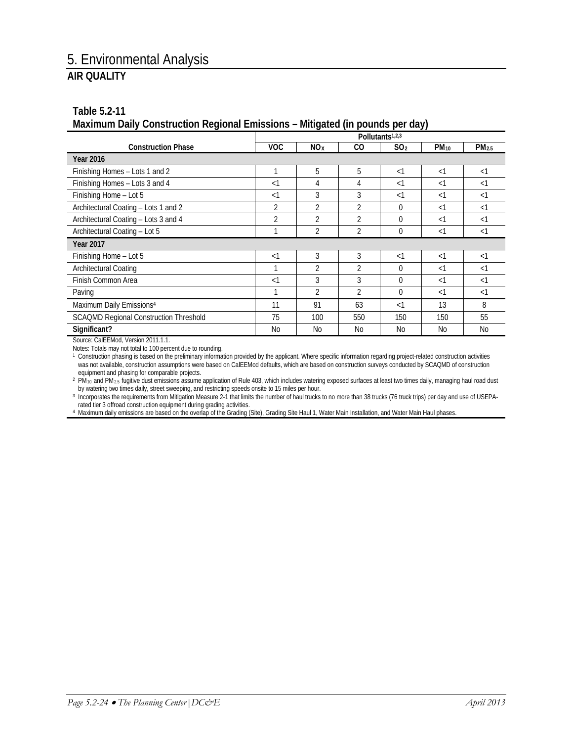# 5. Environmental Analysis

## AIR QUALITY

**Table 5.2-11**
**Maximum Daily Construction Regional Emissions – Mitigated (in pounds per day)**

| | Pollutants[1,2,3] | | | | | |
|---|---|---|---|---|---|---|
| **Construction Phase** | **VOC** | **$NO_X$** | **CO** | **$SO_2$** | **$PM_{10}$** | **$PM_{2.5}$** |
| **Year 2016** | | | | | | |
| Finishing Homes – Lots 1 and 2 | 1 | 5 | 5 | <1 | <1 | <1 |
| Finishing Homes – Lots 3 and 4 | <1 | 4 | 4 | <1 | <1 | <1 |
| Finishing Home – Lot 5 | <1 | 3 | 3 | <1 | <1 | <1 |
| Architectural Coating – Lots 1 and 2 | 2 | 2 | 2 | 0 | <1 | <1 |
| Architectural Coating – Lots 3 and 4 | 2 | 2 | 2 | 0 | <1 | <1 |
| Architectural Coating – Lot 5 | 1 | 2 | 2 | 0 | <1 | <1 |
| **Year 2017** | | | | | | |
| Finishing Home – Lot 5 | <1 | 3 | 3 | <1 | <1 | <1 |
| Architectural Coating | 1 | 2 | 2 | 0 | <1 | <1 |
| Finish Common Area | <1 | 3 | 3 | 0 | <1 | <1 |
| Paving | 1 | 2 | 2 | 0 | <1 | <1 |
| Maximum Daily Emissions[4] | 11 | 91 | 63 | <1 | 13 | 8 |
| SCAQMD Regional Construction Threshold | 75 | 100 | 550 | 150 | 150 | 55 |
| **Significant?** | No | No | No | No | No | No |

Source: CalEEMod, Version 2011.1.1.

Notes: Totals may not total to 100 percent due to rounding.

[1] Construction phasing is based on the preliminary information provided by the applicant. Where specific information regarding project-related construction activities was not available, construction assumptions were based on CalEEMod defaults, which are based on construction surveys conducted by SCAQMD of construction equipment and phasing for comparable projects.

[2] $PM_{10}$ and $PM_{2.5}$ fugitive dust emissions assume application of Rule 403, which includes watering exposed surfaces at least two times daily, managing haul road dust by watering two times daily, street sweeping, and restricting speeds onsite to 15 miles per hour.

[3] Incorporates the requirements from Mitigation Measure 2-1 that limits the number of haul trucks to no more than 38 trucks (76 truck trips) per day and use of USEPA-rated tier 3 offroad construction equipment during grading activities.

[4] Maximum daily emissions are based on the overlap of the Grading (Site), Grading Site Haul 1, Water Main Installation, and Water Main Haul phases.